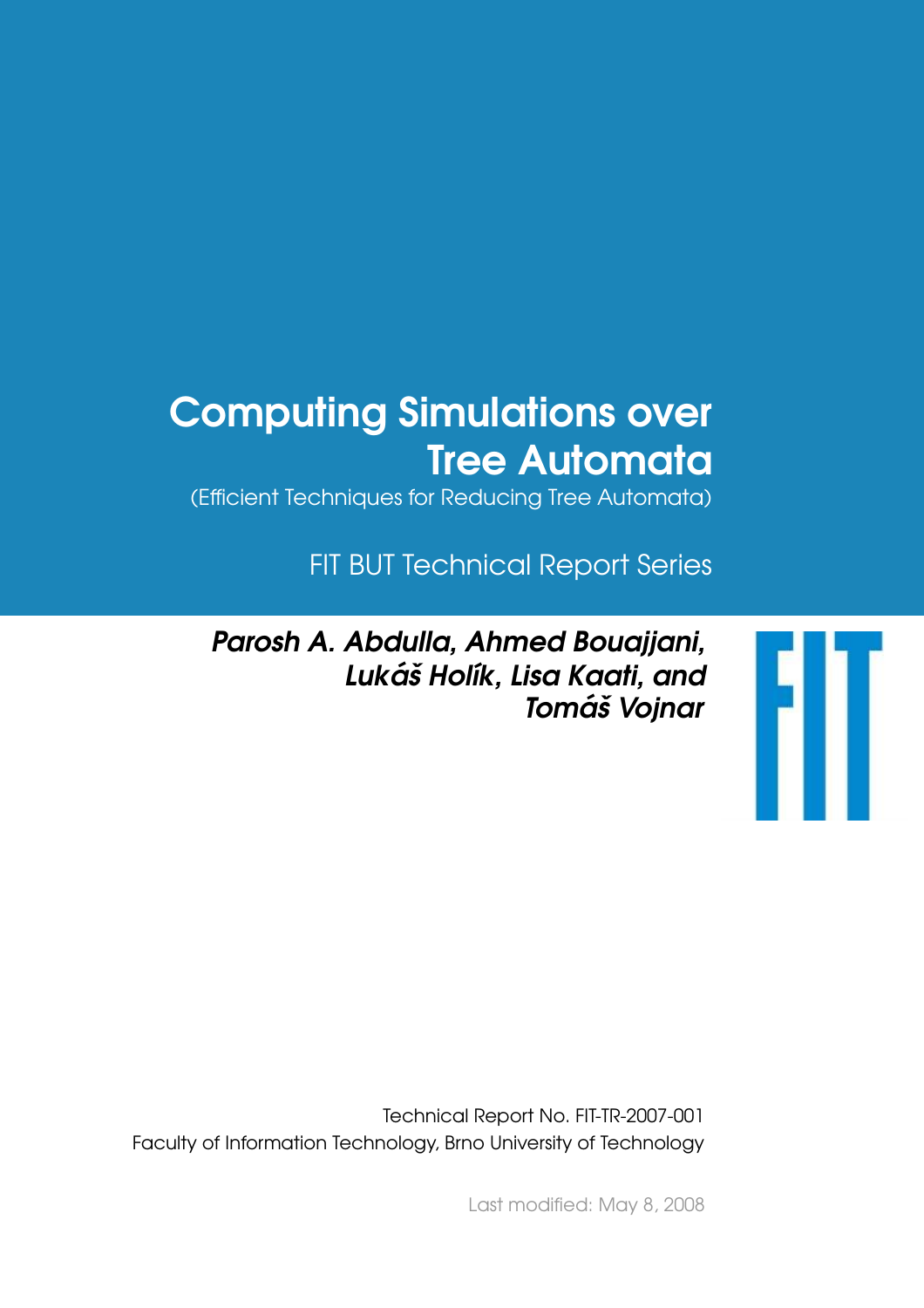# Computing Simulations over Tree Automata

(Efficient Techniques for Reducing Tree Automata)

FIT BUT Technical Report Series

***Parosh A. Abdulla, Ahmed Bouajjani, Lukáš Holík, Lisa Kaati, and Tomáš Vojnar***

Technical Report No. FIT-TR-2007-001
Faculty of Information Technology, Brno University of Technology

Last modified: May 8, 2008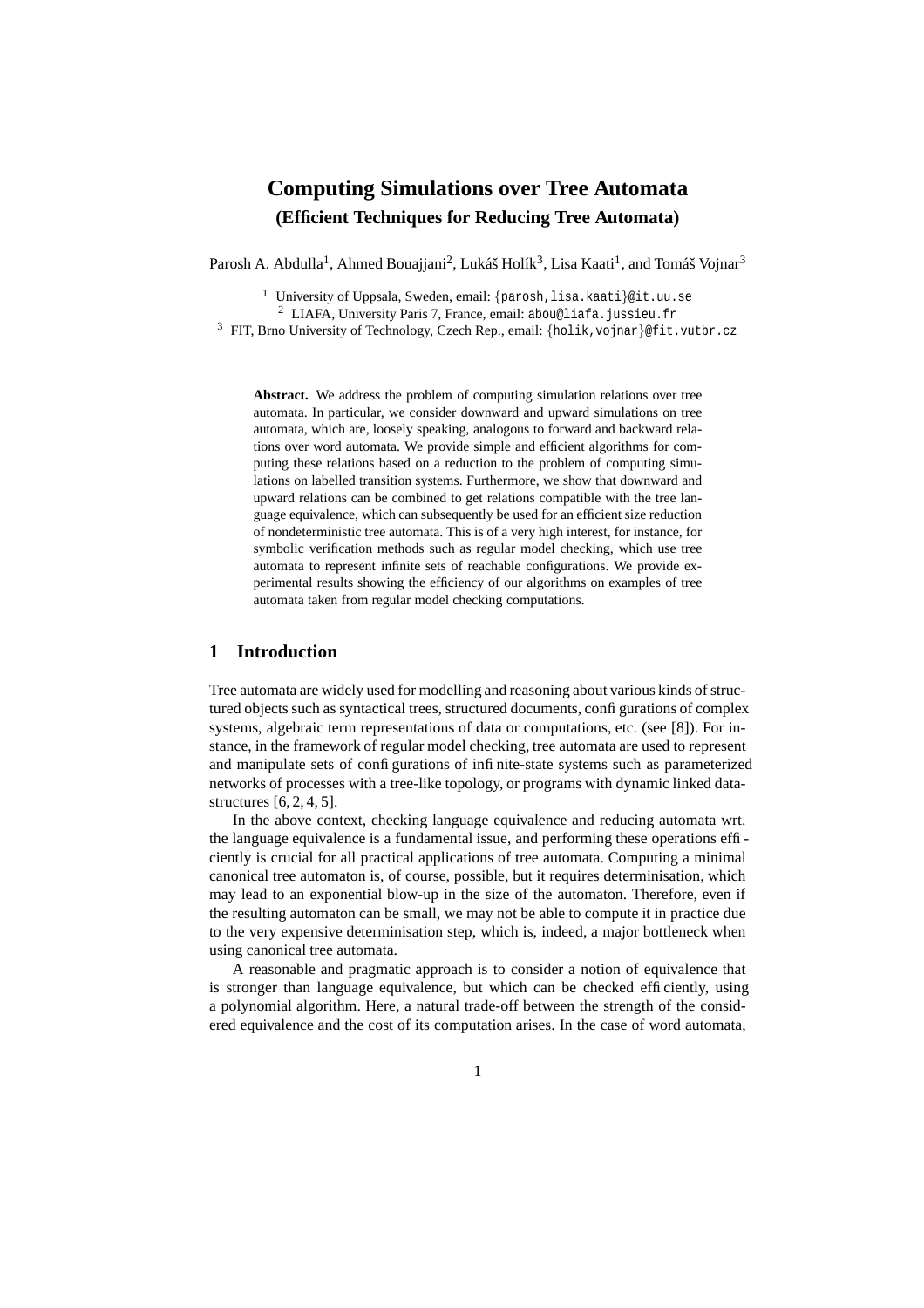# Computing Simulations over Tree Automata

## (Efficient Techniques for Reducing Tree Automata)

Parosh A. Abdulla[1], Ahmed Bouajjani[2], Lukáš Holík[3], Lisa Kaati[1], and Tomáš Vojnar[3]

[1] University of Uppsala, Sweden, email: {parosh,lisa.kaati}@it.uu.se
[2] LIAFA, University Paris 7, France, email: abou@liafa.jussieu.fr
[3] FIT, Brno University of Technology, Czech Rep., email: {holik,vojnar}@fit.vutbr.cz

**Abstract.** We address the problem of computing simulation relations over tree automata. In particular, we consider downward and upward simulations on tree automata, which are, loosely speaking, analogous to forward and backward relations over word automata. We provide simple and efficient algorithms for computing these relations based on a reduction to the problem of computing simulations on labelled transition systems. Furthermore, we show that downward and upward relations can be combined to get relations compatible with the tree language equivalence, which can subsequently be used for an efficient size reduction of nondeterministic tree automata. This is of a very high interest, for instance, for symbolic verification methods such as regular model checking, which use tree automata to represent infinite sets of reachable configurations. We provide experimental results showing the efficiency of our algorithms on examples of tree automata taken from regular model checking computations.

## 1 Introduction

Tree automata are widely used for modelling and reasoning about various kinds of structured objects such as syntactical trees, structured documents, configurations of complex systems, algebraic term representations of data or computations, etc. (see [8]). For instance, in the framework of regular model checking, tree automata are used to represent and manipulate sets of configurations of infinite-state systems such as parameterized networks of processes with a tree-like topology, or programs with dynamic linked data-structures [6, 2, 4, 5].

In the above context, checking language equivalence and reducing automata wrt. the language equivalence is a fundamental issue, and performing these operations efficiently is crucial for all practical applications of tree automata. Computing a minimal canonical tree automaton is, of course, possible, but it requires determinisation, which may lead to an exponential blow-up in the size of the automaton. Therefore, even if the resulting automaton can be small, we may not be able to compute it in practice due to the very expensive determinisation step, which is, indeed, a major bottleneck when using canonical tree automata.

A reasonable and pragmatic approach is to consider a notion of equivalence that is stronger than language equivalence, but which can be checked efficiently, using a polynomial algorithm. Here, a natural trade-off between the strength of the considered equivalence and the cost of its computation arises. In the case of word automata,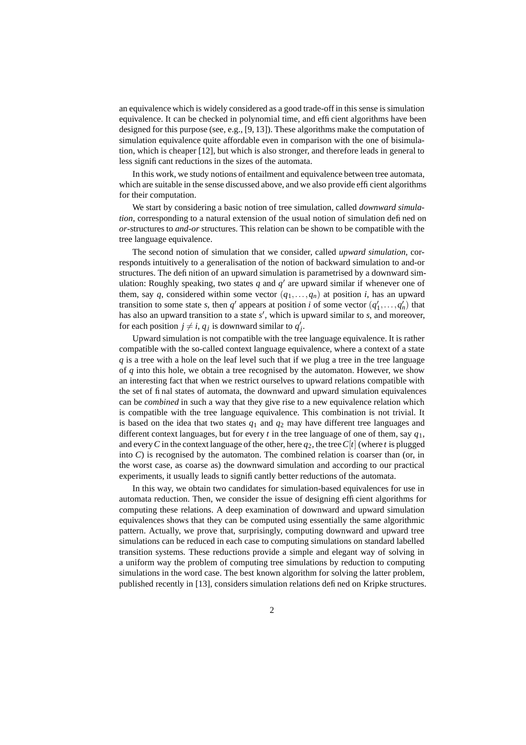an equivalence which is widely considered as a good trade-off in this sense is simulation equivalence. It can be checked in polynomial time, and efficient algorithms have been designed for this purpose (see, e.g., [9, 13]). These algorithms make the computation of simulation equivalence quite affordable even in comparison with the one of bisimulation, which is cheaper [12], but which is also stronger, and therefore leads in general to less significant reductions in the sizes of the automata.

In this work, we study notions of entailment and equivalence between tree automata, which are suitable in the sense discussed above, and we also provide efficient algorithms for their computation.

We start by considering a basic notion of tree simulation, called *downward simulation*, corresponding to a natural extension of the usual notion of simulation defined on *or*-structures to *and-or* structures. This relation can be shown to be compatible with the tree language equivalence.

The second notion of simulation that we consider, called *upward simulation*, corresponds intuitively to a generalisation of the notion of backward simulation to and-or structures. The definition of an upward simulation is parametrised by a downward simulation: Roughly speaking, two states $q$ and $q'$ are upward similar if whenever one of them, say $q$, considered within some vector $(q_1,\ldots,q_n)$ at position $i$, has an upward transition to some state $s$, then $q'$ appears at position $i$ of some vector $(q'_1,\ldots,q'_n)$ that has also an upward transition to a state $s'$, which is upward similar to $s$, and moreover, for each position $j \neq i$, $q_j$ is downward similar to $q'_j$.

Upward simulation is not compatible with the tree language equivalence. It is rather compatible with the so-called context language equivalence, where a context of a state $q$ is a tree with a hole on the leaf level such that if we plug a tree in the tree language of $q$ into this hole, we obtain a tree recognised by the automaton. However, we show an interesting fact that when we restrict ourselves to upward relations compatible with the set of final states of automata, the downward and upward simulation equivalences can be *combined* in such a way that they give rise to a new equivalence relation which is compatible with the tree language equivalence. This combination is not trivial. It is based on the idea that two states $q_1$ and $q_2$ may have different tree languages and different context languages, but for every $t$ in the tree language of one of them, say $q_1$, and every $C$ in the context language of the other, here $q_2$, the tree $C[t]$ (where $t$ is plugged into $C$) is recognised by the automaton. The combined relation is coarser than (or, in the worst case, as coarse as) the downward simulation and according to our practical experiments, it usually leads to significantly better reductions of the automata.

In this way, we obtain two candidates for simulation-based equivalences for use in automata reduction. Then, we consider the issue of designing efficient algorithms for computing these relations. A deep examination of downward and upward simulation equivalences shows that they can be computed using essentially the same algorithmic pattern. Actually, we prove that, surprisingly, computing downward and upward tree simulations can be reduced in each case to computing simulations on standard labelled transition systems. These reductions provide a simple and elegant way of solving in a uniform way the problem of computing tree simulations by reduction to computing simulations in the word case. The best known algorithm for solving the latter problem, published recently in [13], considers simulation relations defined on Kripke structures.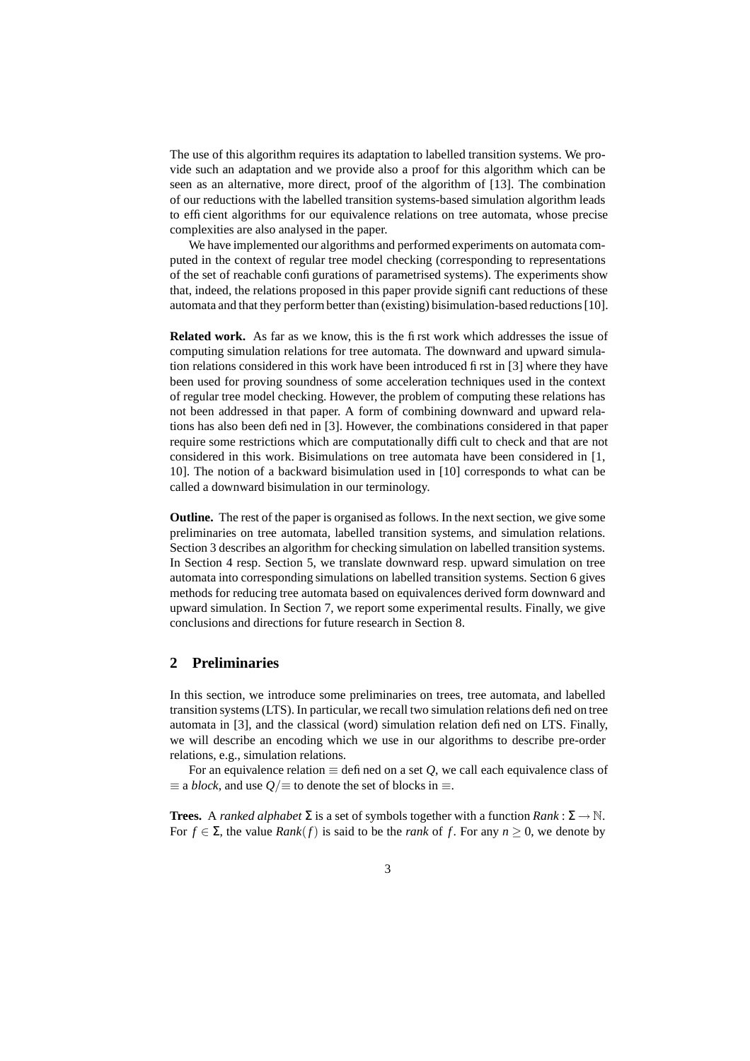The use of this algorithm requires its adaptation to labelled transition systems. We provide such an adaptation and we provide also a proof for this algorithm which can be seen as an alternative, more direct, proof of the algorithm of [13]. The combination of our reductions with the labelled transition systems-based simulation algorithm leads to efficient algorithms for our equivalence relations on tree automata, whose precise complexities are also analysed in the paper.

We have implemented our algorithms and performed experiments on automata computed in the context of regular tree model checking (corresponding to representations of the set of reachable configurations of parametrised systems). The experiments show that, indeed, the relations proposed in this paper provide significant reductions of these automata and that they perform better than (existing) bisimulation-based reductions [10].

**Related work.** As far as we know, this is the first work which addresses the issue of computing simulation relations for tree automata. The downward and upward simulation relations considered in this work have been introduced first in [3] where they have been used for proving soundness of some acceleration techniques used in the context of regular tree model checking. However, the problem of computing these relations has not been addressed in that paper. A form of combining downward and upward relations has also been defined in [3]. However, the combinations considered in that paper require some restrictions which are computationally difficult to check and that are not considered in this work. Bisimulations on tree automata have been considered in [1, 10]. The notion of a backward bisimulation used in [10] corresponds to what can be called a downward bisimulation in our terminology.

**Outline.** The rest of the paper is organised as follows. In the next section, we give some preliminaries on tree automata, labelled transition systems, and simulation relations. Section 3 describes an algorithm for checking simulation on labelled transition systems. In Section 4 resp. Section 5, we translate downward resp. upward simulation on tree automata into corresponding simulations on labelled transition systems. Section 6 gives methods for reducing tree automata based on equivalences derived form downward and upward simulation. In Section 7, we report some experimental results. Finally, we give conclusions and directions for future research in Section 8.

## 2 Preliminaries

In this section, we introduce some preliminaries on trees, tree automata, and labelled transition systems (LTS). In particular, we recall two simulation relations defined on tree automata in [3], and the classical (word) simulation relation defined on LTS. Finally, we will describe an encoding which we use in our algorithms to describe pre-order relations, e.g., simulation relations.

For an equivalence relation $\equiv$ defined on a set $Q$, we call each equivalence class of $\equiv$ a *block*, and use $Q/\equiv$ to denote the set of blocks in $\equiv$.

**Trees.** A *ranked alphabet* $\Sigma$ is a set of symbols together with a function $Rank : \Sigma \rightarrow \mathbb{N}$. For $f \in \Sigma$, the value $Rank(f)$ is said to be the *rank* of $f$. For any $n \geq 0$, we denote by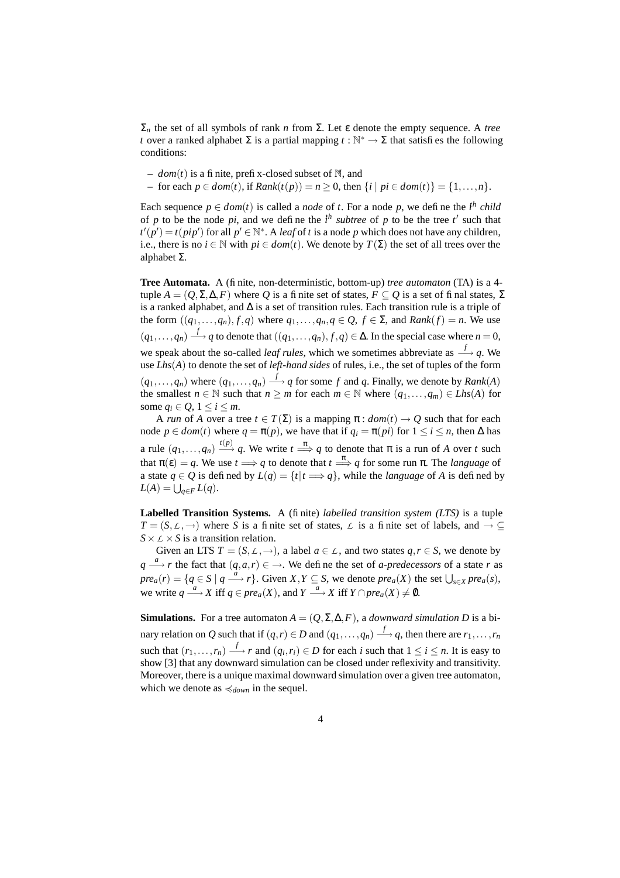$\Sigma_n$ the set of all symbols of rank $n$ from $\Sigma$. Let $\varepsilon$ denote the empty sequence. A *tree* $t$ over a ranked alphabet $\Sigma$ is a partial mapping $t : \mathbb{N}^* \rightarrow \Sigma$ that satisfies the following conditions:

- $dom(t)$ is a finite, prefix-closed subset of $\mathbb{N}$, and
- for each $p \in dom(t)$, if $Rank(t(p)) = n \geq 0$, then $\{i \mid pi \in dom(t)\} = \{1, \ldots, n\}$.

Each sequence $p \in dom(t)$ is called a *node* of $t$. For a node $p$, we define the $i^{th}$ *child* of $p$ to be the node $pi$, and we define the $i^{th}$ *subtree* of $p$ to be the tree $t'$ such that $t'(p') = t(pip')$ for all $p' \in \mathbb{N}^*$. A *leaf* of $t$ is a node $p$ which does not have any children, i.e., there is no $i \in \mathbb{N}$ with $pi \in dom(t)$. We denote by $T(\Sigma)$ the set of all trees over the alphabet $\Sigma$.

**Tree Automata.** A (finite, non-deterministic, bottom-up) *tree automaton* (TA) is a 4-tuple $A = (Q, \Sigma, \Delta, F)$ where $Q$ is a finite set of states, $F \subseteq Q$ is a set of final states, $\Sigma$ is a ranked alphabet, and $\Delta$ is a set of transition rules. Each transition rule is a triple of the form $((q_1, \ldots, q_n), f, q)$ where $q_1, \ldots, q_n, q \in Q$, $f \in \Sigma$, and $Rank(f) = n$. We use $(q_1, \ldots, q_n) \xrightarrow{f} q$ to denote that $((q_1, \ldots, q_n), f, q) \in \Delta$. In the special case where $n = 0$, we speak about the so-called *leaf rules*, which we sometimes abbreviate as $\xrightarrow{f} q$. We use $Lhs(A)$ to denote the set of *left-hand sides* of rules, i.e., the set of tuples of the form $(q_1, \ldots, q_n)$ where $(q_1, \ldots, q_n) \xrightarrow{f} q$ for some $f$ and $q$. Finally, we denote by $Rank(A)$ the smallest $n \in \mathbb{N}$ such that $n \geq m$ for each $m \in \mathbb{N}$ where $(q_1, \ldots, q_m) \in Lhs(A)$ for some $q_i \in Q$, $1 \leq i \leq m$.

A *run* of $A$ over a tree $t \in T(\Sigma)$ is a mapping $\pi : dom(t) \rightarrow Q$ such that for each node $p \in dom(t)$ where $q = \pi(p)$, we have that if $q_i = \pi(pi)$ for $1 \leq i \leq n$, then $\Delta$ has a rule $(q_1, \ldots, q_n) \xrightarrow{t(p)} q$. We write $t \stackrel{\pi}{\Longrightarrow} q$ to denote that $\pi$ is a run of $A$ over $t$ such that $\pi(\varepsilon) = q$. We use $t \Longrightarrow q$ to denote that $t \stackrel{\pi}{\Longrightarrow} q$ for some run $\pi$. The *language* of a state $q \in Q$ is defined by $L(q) = \{t \mid t \Longrightarrow q\}$, while the *language* of $A$ is defined by $L(A) = \bigcup_{q \in F} L(q)$.

**Labelled Transition Systems.** A (finite) *labelled transition system (LTS)* is a tuple $T = (S, \mathcal{L}, \rightarrow)$ where $S$ is a finite set of states, $\mathcal{L}$ is a finite set of labels, and $\rightarrow \subseteq S \times \mathcal{L} \times S$ is a transition relation.

Given an LTS $T = (S, \mathcal{L}, \rightarrow)$, a label $a \in \mathcal{L}$, and two states $q, r \in S$, we denote by $q \xrightarrow{a} r$ the fact that $(q, a, r) \in \rightarrow$. We define the set of *a-predecessors* of a state $r$ as $pre_a(r) = \{q \in S \mid q \xrightarrow{a} r\}$. Given $X, Y \subseteq S$, we denote $pre_a(X)$ the set $\bigcup_{s \in X} pre_a(s)$, we write $q \xrightarrow{a} X$ iff $q \in pre_a(X)$, and $Y \xrightarrow{a} X$ iff $Y \cap pre_a(X) \neq \emptyset$.

**Simulations.** For a tree automaton $A = (Q, \Sigma, \Delta, F)$, a *downward simulation* $D$ is a binary relation on $Q$ such that if $(q, r) \in D$ and $(q_1, \ldots, q_n) \xrightarrow{f} q$, then there are $r_1, \ldots, r_n$ such that $(r_1, \ldots, r_n) \xrightarrow{f} r$ and $(q_i, r_i) \in D$ for each $i$ such that $1 \leq i \leq n$. It is easy to show [3] that any downward simulation can be closed under reflexivity and transitivity. Moreover, there is a unique maximal downward simulation over a given tree automaton, which we denote as $\preccurlyeq_{down}$ in the sequel.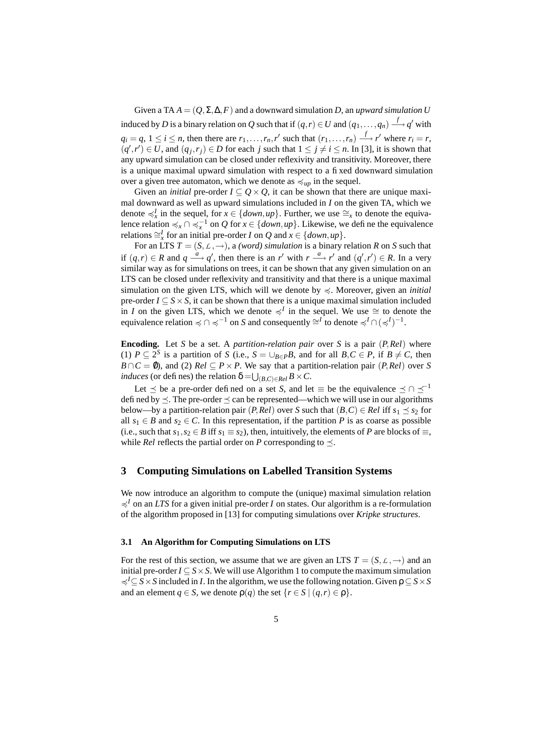Given a TA $A = (Q, \Sigma, \Delta, F)$ and a downward simulation $D$, an *upward simulation* $U$ induced by $D$ is a binary relation on $Q$ such that if $(q, r) \in U$ and $(q_1, \ldots, q_n) \xrightarrow{f} q'$ with $q_i = q$, $1 \leq i \leq n$, then there are $r_1, \ldots, r_n, r'$ such that $(r_1, \ldots, r_n) \xrightarrow{f} r'$ where $r_i = r$, $(q', r') \in U$, and $(q_j, r_j) \in D$ for each $j$ such that $1 \leq j \neq i \leq n$. In [3], it is shown that any upward simulation can be closed under reflexivity and transitivity. Moreover, there is a unique maximal upward simulation with respect to a fixed downward simulation over a given tree automaton, which we denote as $\preccurlyeq_{up}$ in the sequel.

Given an *initial* pre-order $I \subseteq Q \times Q$, it can be shown that there are unique maximal downward as well as upward simulations included in $I$ on the given TA, which we denote $\preccurlyeq_x^I$ in the sequel, for $x \in \{down, up\}$. Further, we use $\cong_x$ to denote the equivalence relation $\preccurlyeq_x \cap \preccurlyeq_x^{-1}$ on $Q$ for $x \in \{down, up\}$. Likewise, we define the equivalence relations $\cong_x^I$ for an initial pre-order $I$ on $Q$ and $x \in \{down, up\}$.

For an LTS $T = (S, \mathcal{L}, \rightarrow)$, a *(word) simulation* is a binary relation $R$ on $S$ such that if $(q, r) \in R$ and $q \xrightarrow{a} q'$, then there is an $r'$ with $r \xrightarrow{a} r'$ and $(q', r') \in R$. In a very similar way as for simulations on trees, it can be shown that any given simulation on an LTS can be closed under reflexivity and transitivity and that there is a unique maximal simulation on the given LTS, which will we denote by $\preccurlyeq$. Moreover, given an *initial* pre-order $I \subseteq S \times S$, it can be shown that there is a unique maximal simulation included in $I$ on the given LTS, which we denote $\preccurlyeq^I$ in the sequel. We use $\cong$ to denote the equivalence relation $\preccurlyeq \cap \preccurlyeq^{-1}$ on $S$ and consequently $\cong^I$ to denote $\preccurlyeq^I \cap (\preccurlyeq^I)^{-1}$.

**Encoding.** Let $S$ be a set. A *partition-relation pair* over $S$ is a pair $(P, Rel)$ where (1) $P \subseteq 2^S$ is a partition of $S$ (i.e., $S = \cup_{B \in P} B$, and for all $B, C \in P$, if $B \neq C$, then $B \cap C = \emptyset$), and (2) $Rel \subseteq P \times P$. We say that a partition-relation pair $(P, Rel)$ over $S$ *induces* (or defines) the relation $\delta = \bigcup_{(B,C) \in Rel} B \times C$.

Let $\preceq$ be a pre-order defined on a set $S$, and let $\equiv$ be the equivalence $\preceq \cap \preceq^{-1}$ defined by $\preceq$. The pre-order $\preceq$ can be represented—which we will use in our algorithms below—by a partition-relation pair $(P, Rel)$ over $S$ such that $(B, C) \in Rel$ iff $s_1 \preceq s_2$ for all $s_1 \in B$ and $s_2 \in C$. In this representation, if the partition $P$ is as coarse as possible (i.e., such that $s_1, s_2 \in B$ iff $s_1 \equiv s_2$), then, intuitively, the elements of $P$ are blocks of $\equiv$, while $Rel$ reflects the partial order on $P$ corresponding to $\preceq$.

## 3 Computing Simulations on Labelled Transition Systems

We now introduce an algorithm to compute the (unique) maximal simulation relation $\preccurlyeq^I$ on an *LTS* for a given initial pre-order $I$ on states. Our algorithm is a re-formulation of the algorithm proposed in [13] for computing simulations over *Kripke structures*.

### 3.1 An Algorithm for Computing Simulations on LTS

For the rest of this section, we assume that we are given an LTS $T = (S, \mathcal{L}, \rightarrow)$ and an initial pre-order $I \subseteq S \times S$. We will use Algorithm 1 to compute the maximum simulation $\preccurlyeq^I \subseteq S \times S$ included in $I$. In the algorithm, we use the following notation. Given $\rho \subseteq S \times S$ and an element $q \in S$, we denote $\rho(q)$ the set $\{r \in S \mid (q, r) \in \rho\}$.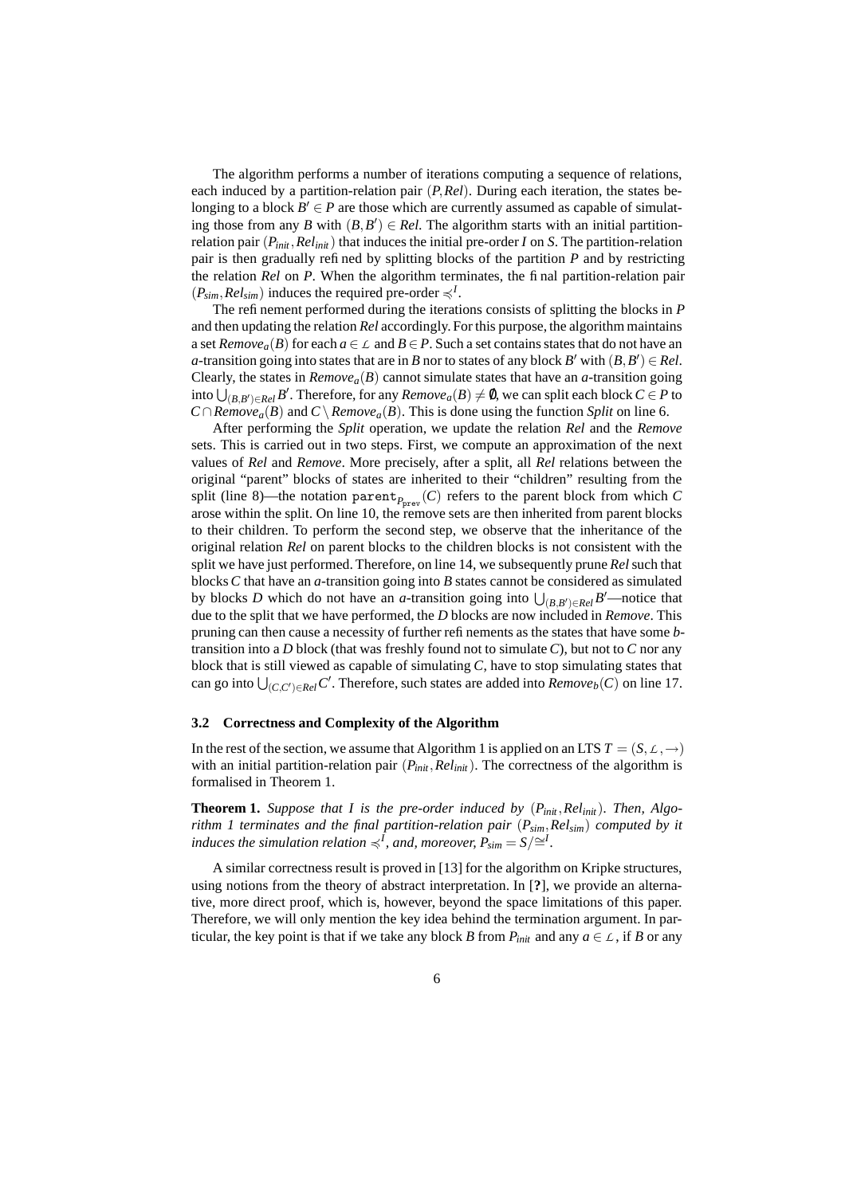The algorithm performs a number of iterations computing a sequence of relations, each induced by a partition-relation pair $(P, Rel)$. During each iteration, the states belonging to a block $B' \in P$ are those which are currently assumed as capable of simulating those from any $B$ with $(B, B') \in Rel$. The algorithm starts with an initial partition-relation pair $(P_{init}, Rel_{init})$ that induces the initial pre-order $I$ on $S$. The partition-relation pair is then gradually refined by splitting blocks of the partition $P$ and by restricting the relation $Rel$ on $P$. When the algorithm terminates, the final partition-relation pair $(P_{sim}, Rel_{sim})$ induces the required pre-order $\preccurlyeq^I$.

The refinement performed during the iterations consists of splitting the blocks in $P$ and then updating the relation $Rel$ accordingly. For this purpose, the algorithm maintains a set $Remove_a(B)$ for each $a \in \mathcal{L}$ and $B \in P$. Such a set contains states that do not have an $a$-transition going into states that are in $B$ nor to states of any block $B'$ with $(B, B') \in Rel$. Clearly, the states in $Remove_a(B)$ cannot simulate states that have an $a$-transition going into $\bigcup_{(B,B') \in Rel} B'$. Therefore, for any $Remove_a(B) \neq \emptyset$, we can split each block $C \in P$ to $C \cap Remove_a(B)$ and $C \setminus Remove_a(B)$. This is done using the function *Split* on line 6.

After performing the *Split* operation, we update the relation *Rel* and the *Remove* sets. This is carried out in two steps. First, we compute an approximation of the next values of *Rel* and *Remove*. More precisely, after a split, all *Rel* relations between the original "parent" blocks of states are inherited to their "children" resulting from the split (line 8)—the notation $\mathtt{parent}_{P_{\mathtt{prev}}}(C)$ refers to the parent block from which $C$ arose within the split. On line 10, the remove sets are then inherited from parent blocks to their children. To perform the second step, we observe that the inheritance of the original relation *Rel* on parent blocks to the children blocks is not consistent with the split we have just performed. Therefore, on line 14, we subsequently prune *Rel* such that blocks $C$ that have an $a$-transition going into $B$ states cannot be considered as simulated by blocks $D$ which do not have an $a$-transition going into $\bigcup_{(B,B') \in Rel} B'$—notice that due to the split that we have performed, the $D$ blocks are now included in *Remove*. This pruning can then cause a necessity of further refinements as the states that have some $b$-transition into a $D$ block (that was freshly found not to simulate $C$), but not to $C$ nor any block that is still viewed as capable of simulating $C$, have to stop simulating states that can go into $\bigcup_{(C,C') \in Rel} C'$. Therefore, such states are added into $Remove_b(C)$ on line 17.

### 3.2 Correctness and Complexity of the Algorithm

In the rest of the section, we assume that Algorithm 1 is applied on an LTS $T = (S, \mathcal{L}, \rightarrow)$ with an initial partition-relation pair $(P_{init}, Rel_{init})$. The correctness of the algorithm is formalised in Theorem 1.

**Theorem 1.** *Suppose that $I$ is the pre-order induced by $(P_{init}, Rel_{init})$. Then, Algorithm 1 terminates and the final partition-relation pair $(P_{sim}, Rel_{sim})$ computed by it induces the simulation relation $\preccurlyeq^I$, and, moreover, $P_{sim} = S/\cong^I$.*

A similar correctness result is proved in [13] for the algorithm on Kripke structures, using notions from the theory of abstract interpretation. In [**?**], we provide an alternative, more direct proof, which is, however, beyond the space limitations of this paper. Therefore, we will only mention the key idea behind the termination argument. In particular, the key point is that if we take any block $B$ from $P_{init}$ and any $a \in \mathcal{L}$, if $B$ or any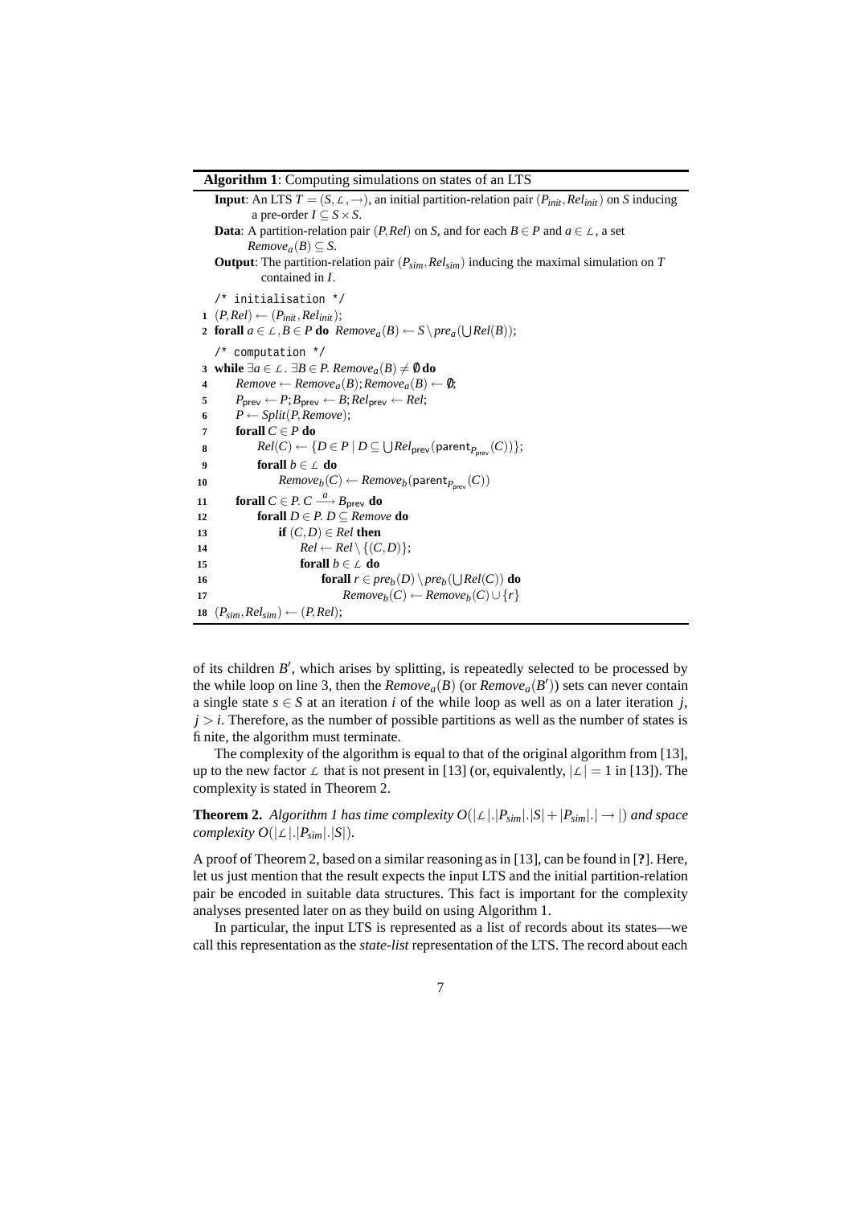**Algorithm 1**: Computing simulations on states of an LTS

**Input**: An LTS $T = (S, \mathcal{L}, \rightarrow)$, an initial partition-relation pair $(P_{init}, Rel_{init})$ on $S$ inducing a pre-order $I \subseteq S \times S$.

**Data**: A partition-relation pair $(P, Rel)$ on $S$, and for each $B \in P$ and $a \in \mathcal{L}$, a set $Remove_a(B) \subseteq S$.

**Output**: The partition-relation pair $(P_{sim}, Rel_{sim})$ inducing the maximal simulation on $T$ contained in $I$.

```
   /* initialisation */
1  (P,Rel) ← (P_init, Rel_init);
2  forall a ∈ L, B ∈ P do  Remove_a(B) ← S \ pre_a(⋃Rel(B));
   /* computation */
3  while ∃a ∈ L. ∃B ∈ P. Remove_a(B) ≠ ∅ do
4      Remove ← Remove_a(B); Remove_a(B) ← ∅;
5      P_prev ← P; B_prev ← B; Rel_prev ← Rel;
6      P ← Split(P, Remove);
7      forall C ∈ P do
8          Rel(C) ← {D ∈ P | D ⊆ ⋃Rel_prev(parent_{P_prev}(C))};
9          forall b ∈ L do
10             Remove_b(C) ← Remove_b(parent_{P_prev}(C))
11     forall C ∈ P. C —a→ B_prev do
12         forall D ∈ P. D ⊆ Remove do
13             if (C,D) ∈ Rel then
14                 Rel ← Rel \ {(C,D)};
15                 forall b ∈ L do
16                     forall r ∈ pre_b(D) \ pre_b(⋃Rel(C)) do
17                         Remove_b(C) ← Remove_b(C) ∪ {r}
18 (P_sim, Rel_sim) ← (P, Rel);
```

of its children $B'$, which arises by splitting, is repeatedly selected to be processed by the while loop on line 3, then the $Remove_a(B)$ (or $Remove_a(B')$) sets can never contain a single state $s \in S$ at an iteration $i$ of the while loop as well as on a later iteration $j$, $j > i$. Therefore, as the number of possible partitions as well as the number of states is finite, the algorithm must terminate.

The complexity of the algorithm is equal to that of the original algorithm from [13], up to the new factor $\mathcal{L}$ that is not present in [13] (or, equivalently, $|\mathcal{L}| = 1$ in [13]). The complexity is stated in Theorem 2.

**Theorem 2.** *Algorithm 1 has time complexity $O(|\mathcal{L}|.|P_{sim}|.|S| + |P_{sim}|.|\rightarrow|)$ and space complexity $O(|\mathcal{L}|.|P_{sim}|.|S|)$.*

A proof of Theorem 2, based on a similar reasoning as in [13], can be found in [**?**]. Here, let us just mention that the result expects the input LTS and the initial partition-relation pair be encoded in suitable data structures. This fact is important for the complexity analyses presented later on as they build on using Algorithm 1.

In particular, the input LTS is represented as a list of records about its states—we call this representation as the *state-list* representation of the LTS. The record about each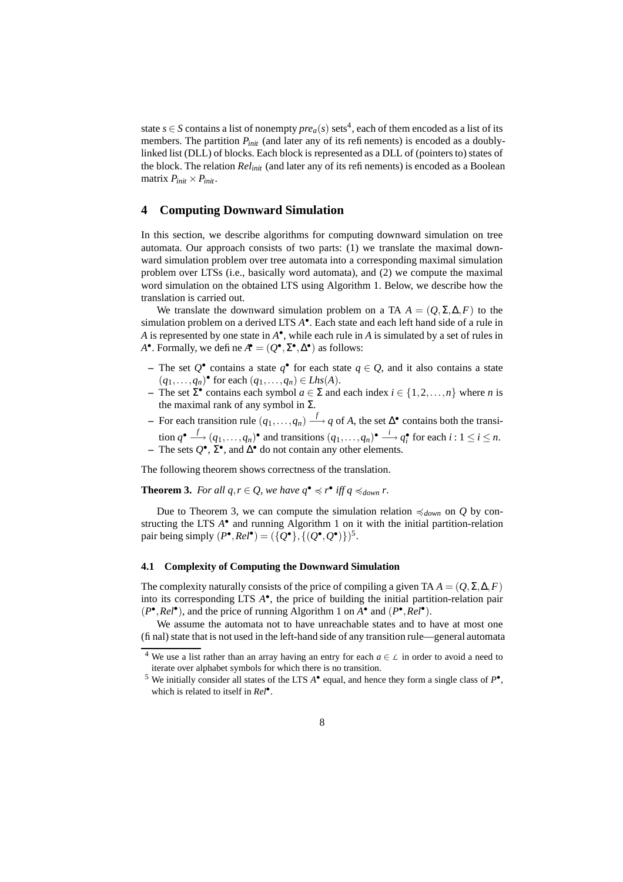state $s \in S$ contains a list of nonempty $pre_a(s)$ sets[4], each of them encoded as a list of its members. The partition $P_{init}$ (and later any of its refinements) is encoded as a doubly-linked list (DLL) of blocks. Each block is represented as a DLL of (pointers to) states of the block. The relation $Rel_{init}$ (and later any of its refinements) is encoded as a Boolean matrix $P_{init} \times P_{init}$.

## 4 Computing Downward Simulation

In this section, we describe algorithms for computing downward simulation on tree automata. Our approach consists of two parts: (1) we translate the maximal downward simulation problem over tree automata into a corresponding maximal simulation problem over LTSs (i.e., basically word automata), and (2) we compute the maximal word simulation on the obtained LTS using Algorithm 1. Below, we describe how the translation is carried out.

We translate the downward simulation problem on a TA $A = (Q, \Sigma, \Delta, F)$ to the simulation problem on a derived LTS $A^\bullet$. Each state and each left hand side of a rule in $A$ is represented by one state in $A^\bullet$, while each rule in $A$ is simulated by a set of rules in $A^\bullet$. Formally, we define $A^\bullet = (Q^\bullet, \Sigma^\bullet, \Delta^\bullet)$ as follows:

- The set $Q^\bullet$ contains a state $q^\bullet$ for each state $q \in Q$, and it also contains a state $(q_1, \ldots, q_n)^\bullet$ for each $(q_1, \ldots, q_n) \in Lhs(A)$.
- The set $\Sigma^\bullet$ contains each symbol $a \in \Sigma$ and each index $i \in \{1, 2, \ldots, n\}$ where $n$ is the maximal rank of any symbol in $\Sigma$.
- For each transition rule $(q_1, \ldots, q_n) \xrightarrow{f} q$ of $A$, the set $\Delta^\bullet$ contains both the transition $q^\bullet \xrightarrow{f} (q_1, \ldots, q_n)^\bullet$ and transitions $(q_1, \ldots, q_n)^\bullet \xrightarrow{i} q_i^\bullet$ for each $i : 1 \le i \le n$.
- The sets $Q^\bullet$, $\Sigma^\bullet$, and $\Delta^\bullet$ do not contain any other elements.

The following theorem shows correctness of the translation.

**Theorem 3.** *For all $q, r \in Q$, we have $q^\bullet \preccurlyeq r^\bullet$ iff $q \preccurlyeq_{down} r$.*

Due to Theorem 3, we can compute the simulation relation $\preccurlyeq_{down}$ on $Q$ by constructing the LTS $A^\bullet$ and running Algorithm 1 on it with the initial partition-relation pair being simply $(P^\bullet, Rel^\bullet) = (\{Q^\bullet\}, \{(Q^\bullet, Q^\bullet)\})$[5].

### 4.1 Complexity of Computing the Downward Simulation

The complexity naturally consists of the price of compiling a given TA $A = (Q, \Sigma, \Delta, F)$ into its corresponding LTS $A^\bullet$, the price of building the initial partition-relation pair $(P^\bullet, Rel^\bullet)$, and the price of running Algorithm 1 on $A^\bullet$ and $(P^\bullet, Rel^\bullet)$.

We assume the automata not to have unreachable states and to have at most one (final) state that is not used in the left-hand side of any transition rule—general automata

---

[4] We use a list rather than an array having an entry for each $a \in \mathcal{L}$ in order to avoid a need to iterate over alphabet symbols for which there is no transition.

[5] We initially consider all states of the LTS $A^\bullet$ equal, and hence they form a single class of $P^\bullet$, which is related to itself in $Rel^\bullet$.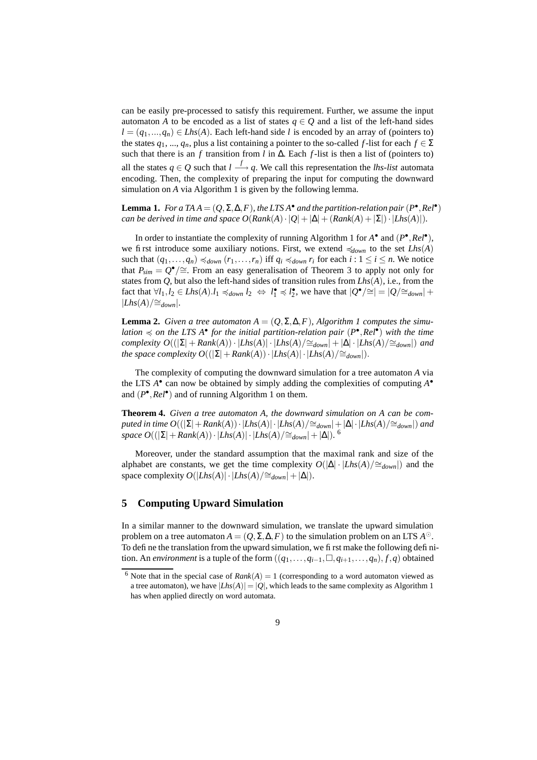can be easily pre-processed to satisfy this requirement. Further, we assume the input automaton $A$ to be encoded as a list of states $q \in Q$ and a list of the left-hand sides $l = (q_1, ..., q_n) \in Lhs(A)$. Each left-hand side $l$ is encoded by an array of (pointers to) the states $q_1$, ..., $q_n$, plus a list containing a pointer to the so-called $f$-list for each $f \in \Sigma$ such that there is an $f$ transition from $l$ in $\Delta$. Each $f$-list is then a list of (pointers to) all the states $q \in Q$ such that $l \xrightarrow{f} q$. We call this representation the *lhs-list* automata encoding. Then, the complexity of preparing the input for computing the downward simulation on $A$ via Algorithm 1 is given by the following lemma.

**Lemma 1.** *For a TA $A = (Q, \Sigma, \Delta, F)$, the LTS $A^\bullet$ and the partition-relation pair $(P^\bullet, Rel^\bullet)$ can be derived in time and space $O(Rank(A) \cdot |Q| + |\Delta| + (Rank(A) + |\Sigma|) \cdot |Lhs(A)|)$.*

In order to instantiate the complexity of running Algorithm 1 for $A^\bullet$ and $(P^\bullet, Rel^\bullet)$, we first introduce some auxiliary notions. First, we extend $\preccurlyeq_{down}$ to the set $Lhs(A)$ such that $(q_1, \ldots, q_n) \preccurlyeq_{down} (r_1, \ldots, r_n)$ iff $q_i \preccurlyeq_{down} r_i$ for each $i : 1 \leq i \leq n$. We notice that $P_{sim} = Q^\bullet/\cong$. From an easy generalisation of Theorem 3 to apply not only for states from $Q$, but also the left-hand sides of transition rules from $Lhs(A)$, i.e., from the fact that $\forall l_1, l_2 \in Lhs(A). l_1 \preccurlyeq_{down} l_2 \Leftrightarrow l_1^\bullet \preccurlyeq l_2^\bullet$, we have that $|Q^\bullet/\cong| = |Q/\cong_{down}| + |Lhs(A)/\cong_{down}|$.

**Lemma 2.** *Given a tree automaton $A = (Q, \Sigma, \Delta, F)$, Algorithm 1 computes the simulation $\preccurlyeq$ on the LTS $A^\bullet$ for the initial partition-relation pair $(P^\bullet, Rel^\bullet)$ with the time complexity $O((|\Sigma| + Rank(A)) \cdot |Lhs(A)| \cdot |Lhs(A)/\cong_{down}| + |\Delta| \cdot |Lhs(A)/\cong_{down}|)$ and the space complexity $O((|\Sigma| + Rank(A)) \cdot |Lhs(A)| \cdot |Lhs(A)/\cong_{down}|)$.*

The complexity of computing the downward simulation for a tree automaton $A$ via the LTS $A^\bullet$ can now be obtained by simply adding the complexities of computing $A^\bullet$ and $(P^\bullet, Rel^\bullet)$ and of running Algorithm 1 on them.

**Theorem 4.** *Given a tree automaton $A$, the downward simulation on $A$ can be computed in time $O((|\Sigma| + Rank(A)) \cdot |Lhs(A)| \cdot |Lhs(A)/\cong_{down}| + |\Delta| \cdot |Lhs(A)/\cong_{down}|)$ and space $O((|\Sigma| + Rank(A)) \cdot |Lhs(A)| \cdot |Lhs(A)/\cong_{down}| + |\Delta|)$.* [6]

Moreover, under the standard assumption that the maximal rank and size of the alphabet are constants, we get the time complexity $O(|\Delta| \cdot |Lhs(A)/\cong_{down}|)$ and the space complexity $O(|Lhs(A)| \cdot |Lhs(A)/\cong_{down}| + |\Delta|)$.

## 5 Computing Upward Simulation

In a similar manner to the downward simulation, we translate the upward simulation problem on a tree automaton $A = (Q, \Sigma, \Delta, F)$ to the simulation problem on an LTS $A^\odot$. To define the translation from the upward simulation, we first make the following definition. An *environment* is a tuple of the form $((q_1, \ldots, q_{i-1}, \square, q_{i+1}, \ldots, q_n), f, q)$ obtained

[6] Note that in the special case of $Rank(A) = 1$ (corresponding to a word automaton viewed as a tree automaton), we have $|Lhs(A)| = |Q|$, which leads to the same complexity as Algorithm 1 has when applied directly on word automata.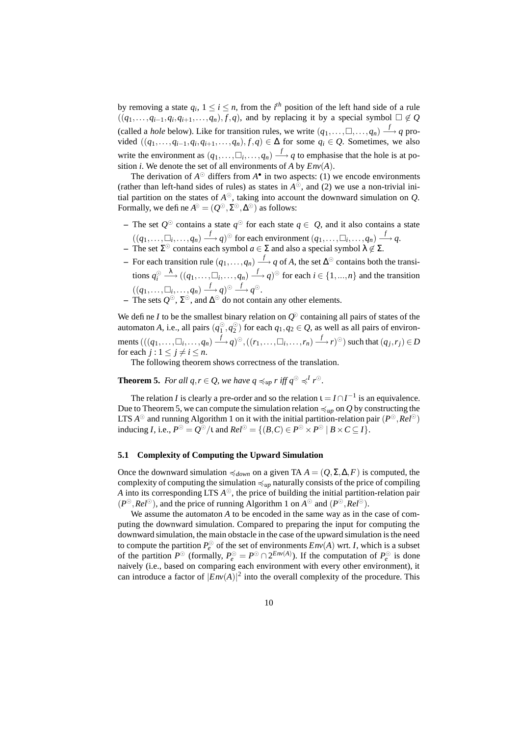by removing a state $q_i$, $1 \leq i \leq n$, from the $i^{th}$ position of the left hand side of a rule $((q_1,\ldots,q_{i-1},q_i,q_{i+1},\ldots,q_n),f,q)$, and by replacing it by a special symbol $\Box \notin Q$ (called a *hole* below). Like for transition rules, we write $(q_1,\ldots,\Box,\ldots,q_n) \xrightarrow{f} q$ provided $((q_1,\ldots,q_{i-1},q_i,q_{i+1},\ldots,q_n),f,q) \in \Delta$ for some $q_i \in Q$. Sometimes, we also write the environment as $(q_1,\ldots,\Box_i,\ldots,q_n) \xrightarrow{f} q$ to emphasise that the hole is at position $i$. We denote the set of all environments of $A$ by $Env(A)$.

The derivation of $A^{\odot}$ differs from $A^{\bullet}$ in two aspects: (1) we encode environments (rather than left-hand sides of rules) as states in $A^{\odot}$, and (2) we use a non-trivial initial partition on the states of $A^{\odot}$, taking into account the downward simulation on $Q$. Formally, we define $A^{\odot} = (Q^{\odot},\Sigma^{\odot},\Delta^{\odot})$ as follows:

- The set $Q^{\odot}$ contains a state $q^{\odot}$ for each state $q \in Q$, and it also contains a state $((q_1,\ldots,\Box_i,\ldots,q_n) \xrightarrow{f} q)^{\odot}$ for each environment $(q_1,\ldots,\Box_i,\ldots,q_n) \xrightarrow{f} q$.
- The set $\Sigma^{\odot}$ contains each symbol $a \in \Sigma$ and also a special symbol $\lambda \notin \Sigma$.
- For each transition rule $(q_1,\ldots,q_n) \xrightarrow{f} q$ of $A$, the set $\Delta^{\odot}$ contains both the transitions $q_i^{\odot} \xrightarrow{\lambda} ((q_1,\ldots,\Box_i,\ldots,q_n) \xrightarrow{f} q)^{\odot}$ for each $i \in \{1,...,n\}$ and the transition $((q_1,\ldots,\Box_i,\ldots,q_n) \xrightarrow{f} q)^{\odot} \xrightarrow{f} q^{\odot}$.
- The sets $Q^{\odot}$, $\Sigma^{\odot}$, and $\Delta^{\odot}$ do not contain any other elements.

We define $I$ to be the smallest binary relation on $Q^{\odot}$ containing all pairs of states of the automaton $A$, i.e., all pairs $(q_1^{\odot},q_2^{\odot})$ for each $q_1,q_2 \in Q$, as well as all pairs of environments $(((q_1,\ldots,\Box_i,\ldots,q_n) \xrightarrow{f} q)^{\odot},((r_1,\ldots,\Box_i,\ldots,r_n) \xrightarrow{f} r)^{\odot})$ such that $(q_j,r_j) \in D$ for each $j : 1 \leq j \neq i \leq n$.

The following theorem shows correctness of the translation.

**Theorem 5.** *For all $q,r \in Q$, we have $q \preccurlyeq_{up} r$ iff $q^{\odot} \preccurlyeq^{I} r^{\odot}$.*

The relation $I$ is clearly a pre-order and so the relation $\iota = I \cap I^{-1}$ is an equivalence. Due to Theorem 5, we can compute the simulation relation $\preccurlyeq_{up}$ on $Q$ by constructing the LTS $A^{\odot}$ and running Algorithm 1 on it with the initial partition-relation pair $(P^{\odot},Rel^{\odot})$ inducing $I$, i.e., $P^{\odot} = Q^{\odot}/\iota$ and $Rel^{\odot} = \{(B,C) \in P^{\odot} \times P^{\odot} \mid B \times C \subseteq I\}$.

### 5.1 Complexity of Computing the Upward Simulation

Once the downward simulation $\preccurlyeq_{down}$ on a given TA $A = (Q,\Sigma,\Delta,F)$ is computed, the complexity of computing the simulation $\preccurlyeq_{up}$ naturally consists of the price of compiling $A$ into its corresponding LTS $A^{\odot}$, the price of building the initial partition-relation pair $(P^{\odot},Rel^{\odot})$, and the price of running Algorithm 1 on $A^{\odot}$ and $(P^{\odot},Rel^{\odot})$.

We assume the automaton $A$ to be encoded in the same way as in the case of computing the downward simulation. Compared to preparing the input for computing the downward simulation, the main obstacle in the case of the upward simulation is the need to compute the partition $P_e^{\odot}$ of the set of environments $Env(A)$ wrt. $I$, which is a subset of the partition $P^{\odot}$ (formally, $P_e^{\odot} = P^{\odot} \cap 2^{Env(A)}$). If the computation of $P_e^{\odot}$ is done naively (i.e., based on comparing each environment with every other environment), it can introduce a factor of $|Env(A)|^2$ into the overall complexity of the procedure. This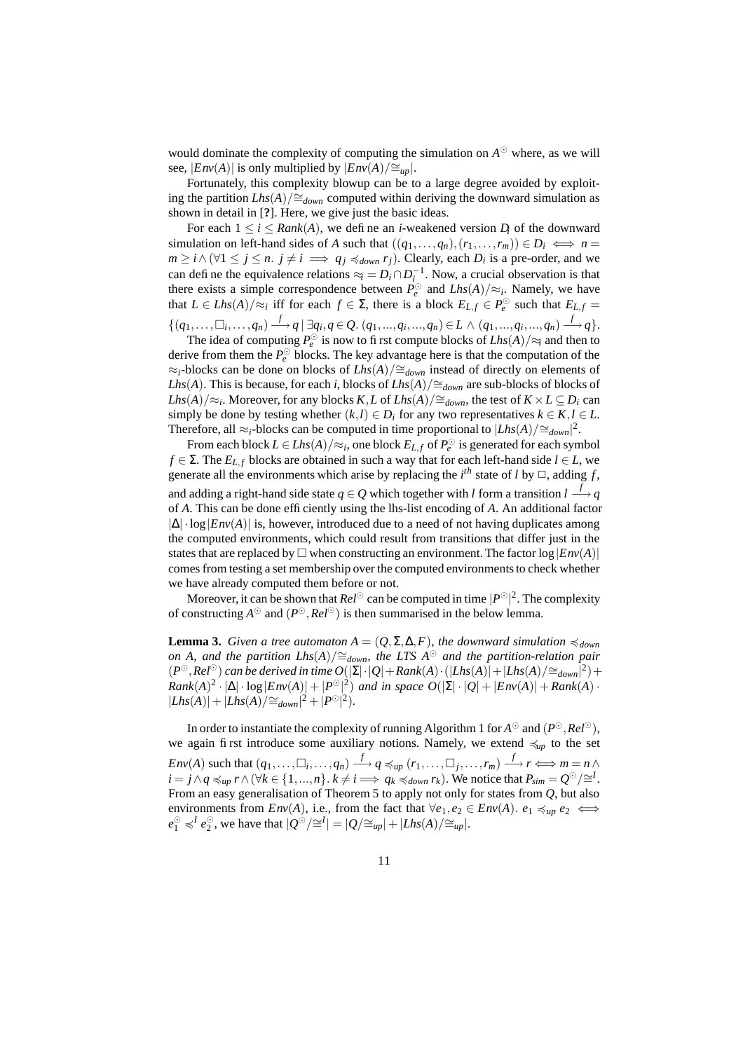would dominate the complexity of computing the simulation on $A^{\odot}$ where, as we will see, $|Env(A)|$ is only multiplied by $|Env(A)/{\cong_{up}}|$.

Fortunately, this complexity blowup can be to a large degree avoided by exploiting the partition $Lhs(A)/{\cong_{down}}$ computed within deriving the downward simulation as shown in detail in [?]. Here, we give just the basic ideas.

For each $1 \leq i \leq Rank(A)$, we define an $i$-weakened version $D_i$ of the downward simulation on left-hand sides of $A$ such that $((q_1,\ldots,q_n),(r_1,\ldots,r_m)) \in D_i \iff n = m \geq i \wedge (\forall 1 \leq j \leq n.\ j \neq i \implies q_j \preccurlyeq_{down} r_j)$. Clearly, each $D_i$ is a pre-order, and we can define the equivalence relations $\approx_i = D_i \cap D_i^{-1}$. Now, a crucial observation is that there exists a simple correspondence between $P_e^{\odot}$ and $Lhs(A)/{\approx_i}$. Namely, we have that $L \in Lhs(A)/{\approx_i}$ iff for each $f \in \Sigma$, there is a block $E_{L,f} \in P_e^{\odot}$ such that $E_{L,f} = \{(q_1,\ldots,\square_i,\ldots,q_n) \xrightarrow{f} q \mid \exists q_i, q \in Q.\ (q_1,\ldots,q_i,\ldots,q_n) \in L \wedge (q_1,\ldots,q_i,\ldots,q_n) \xrightarrow{f} q\}$.

The idea of computing $P_e^{\odot}$ is now to first compute blocks of $Lhs(A)/{\approx_i}$ and then to derive from them the $P_e^{\odot}$ blocks. The key advantage here is that the computation of the $\approx_i$-blocks can be done on blocks of $Lhs(A)/{\cong_{down}}$ instead of directly on elements of $Lhs(A)$. This is because, for each $i$, blocks of $Lhs(A)/{\cong_{down}}$ are sub-blocks of blocks of $Lhs(A)/{\approx_i}$. Moreover, for any blocks $K, L$ of $Lhs(A)/{\cong_{down}}$, the test of $K \times L \subseteq D_i$ can simply be done by testing whether $(k,l) \in D_i$ for any two representatives $k \in K, l \in L$. Therefore, all $\approx_i$-blocks can be computed in time proportional to $|Lhs(A)/{\cong_{down}}|^2$.

From each block $L \in Lhs(A)/{\approx_i}$, one block $E_{L,f}$ of $P_e^{\odot}$ is generated for each symbol $f \in \Sigma$. The $E_{L,f}$ blocks are obtained in such a way that for each left-hand side $l \in L$, we generate all the environments which arise by replacing the $i^{th}$ state of $l$ by $\square$, adding $f$, and adding a right-hand side state $q \in Q$ which together with $l$ form a transition $l \xrightarrow{f} q$ of $A$. This can be done efficiently using the lhs-list encoding of $A$. An additional factor $|\Delta| \cdot \log |Env(A)|$ is, however, introduced due to a need of not having duplicates among the computed environments, which could result from transitions that differ just in the states that are replaced by $\square$ when constructing an environment. The factor $\log |Env(A)|$ comes from testing a set membership over the computed environments to check whether we have already computed them before or not.

Moreover, it can be shown that $Rel^{\odot}$ can be computed in time $|P^{\odot}|^2$. The complexity of constructing $A^{\odot}$ and $(P^{\odot}, Rel^{\odot})$ is then summarised in the below lemma.

**Lemma 3.** *Given a tree automaton $A = (Q,\Sigma,\Delta,F)$, the downward simulation $\preccurlyeq_{down}$ on $A$, and the partition $Lhs(A)/{\cong_{down}}$, the LTS $A^{\odot}$ and the partition-relation pair $(P^{\odot}, Rel^{\odot})$ can be derived in time $O(|\Sigma| \cdot |Q| + Rank(A) \cdot (|Lhs(A)| + |Lhs(A)/{\cong_{down}}|^2) + Rank(A)^2 \cdot |\Delta| \cdot \log |Env(A)| + |P^{\odot}|^2)$ and in space $O(|\Sigma| \cdot |Q| + |Env(A)| + Rank(A) \cdot |Lhs(A)| + |Lhs(A)/{\cong_{down}}|^2 + |P^{\odot}|^2)$.*

In order to instantiate the complexity of running Algorithm 1 for $A^{\odot}$ and $(P^{\odot}, Rel^{\odot})$, we again first introduce some auxiliary notions. Namely, we extend $\preccurlyeq_{up}$ to the set $Env(A)$ such that $(q_1,\ldots,\square_i,\ldots,q_n) \xrightarrow{f} q \preccurlyeq_{up} (r_1,\ldots,\square_j,\ldots,r_m) \xrightarrow{f} r \iff m = n \wedge i = j \wedge q \preccurlyeq_{up} r \wedge (\forall k \in \{1,\ldots,n\}.\ k \neq i \implies q_k \preccurlyeq_{down} r_k)$. We notice that $P_{sim} = Q^{\odot}/{\cong^I}$. From an easy generalisation of Theorem 5 to apply not only for states from $Q$, but also environments from $Env(A)$, i.e., from the fact that $\forall e_1, e_2 \in Env(A).\ e_1 \preccurlyeq_{up} e_2 \iff e_1^{\odot} \preccurlyeq^I e_2^{\odot}$, we have that $|Q^{\odot}/{\cong^I}| = |Q/{\cong_{up}}| + |Lhs(A)/{\cong_{up}}|$.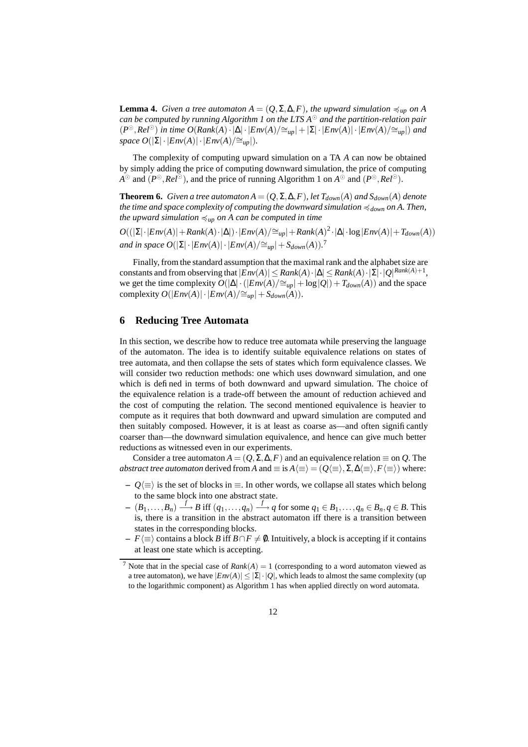**Lemma 4.** *Given a tree automaton $A = (Q, \Sigma, \Delta, F)$, the upward simulation $\preccurlyeq_{up}$ on $A$ can be computed by running Algorithm 1 on the LTS $A^{\odot}$ and the partition-relation pair $(P^{\odot}, Rel^{\odot})$ in time $O(Rank(A) \cdot |\Delta| \cdot |Env(A)/\cong_{up}| + |\Sigma| \cdot |Env(A)| \cdot |Env(A)/\cong_{up}|)$ and space $O(|\Sigma| \cdot |Env(A)| \cdot |Env(A)/\cong_{up}|)$.*

The complexity of computing upward simulation on a TA $A$ can now be obtained by simply adding the price of computing downward simulation, the price of computing $A^{\odot}$ and $(P^{\odot}, Rel^{\odot})$, and the price of running Algorithm 1 on $A^{\odot}$ and $(P^{\odot}, Rel^{\odot})$.

**Theorem 6.** *Given a tree automaton $A = (Q, \Sigma, \Delta, F)$, let $T_{down}(A)$ and $S_{down}(A)$ denote the time and space complexity of computing the downward simulation $\preccurlyeq_{down}$ on $A$. Then, the upward simulation $\preccurlyeq_{up}$ on $A$ can be computed in time*

$$O((|\Sigma| \cdot |Env(A)| + Rank(A) \cdot |\Delta|) \cdot |Env(A)/\cong_{up}| + Rank(A)^2 \cdot |\Delta| \cdot \log |Env(A)| + T_{down}(A))$$

*and in space $O(|\Sigma| \cdot |Env(A)| \cdot |Env(A)/\cong_{up}| + S_{down}(A))$.*[7]

Finally, from the standard assumption that the maximal rank and the alphabet size are constants and from observing that $|Env(A)| \leq Rank(A) \cdot |\Delta| \leq Rank(A) \cdot |\Sigma| \cdot |Q|^{Rank(A)+1}$, we get the time complexity $O(|\Delta| \cdot (|Env(A)/\cong_{up}| + \log |Q|) + T_{down}(A))$ and the space complexity $O(|Env(A)| \cdot |Env(A)/\cong_{up}| + S_{down}(A))$.

## 6 Reducing Tree Automata

In this section, we describe how to reduce tree automata while preserving the language of the automaton. The idea is to identify suitable equivalence relations on states of tree automata, and then collapse the sets of states which form equivalence classes. We will consider two reduction methods: one which uses downward simulation, and one which is defined in terms of both downward and upward simulation. The choice of the equivalence relation is a trade-off between the amount of reduction achieved and the cost of computing the relation. The second mentioned equivalence is heavier to compute as it requires that both downward and upward simulation are computed and then suitably composed. However, it is at least as coarse as—and often significantly coarser than—the downward simulation equivalence, and hence can give much better reductions as witnessed even in our experiments.

Consider a tree automaton $A = (Q, \Sigma, \Delta, F)$ and an equivalence relation $\equiv$ on $Q$. The *abstract tree automaton* derived from $A$ and $\equiv$ is $A\langle\equiv\rangle = (Q\langle\equiv\rangle, \Sigma, \Delta\langle\equiv\rangle, F\langle\equiv\rangle)$ where:

- $Q\langle\equiv\rangle$ is the set of blocks in $\equiv$. In other words, we collapse all states which belong to the same block into one abstract state.
- $(B_1, \ldots, B_n) \xrightarrow{f} B$ iff $(q_1, \ldots, q_n) \xrightarrow{f} q$ for some $q_1 \in B_1, \ldots, q_n \in B_n, q \in B$. This is, there is a transition in the abstract automaton iff there is a transition between states in the corresponding blocks.
- $F\langle\equiv\rangle$ contains a block $B$ iff $B \cap F \neq \emptyset$. Intuitively, a block is accepting if it contains at least one state which is accepting.

[7] Note that in the special case of $Rank(A) = 1$ (corresponding to a word automaton viewed as a tree automaton), we have $|Env(A)| \leq |\Sigma| \cdot |Q|$, which leads to almost the same complexity (up to the logarithmic component) as Algorithm 1 has when applied directly on word automata.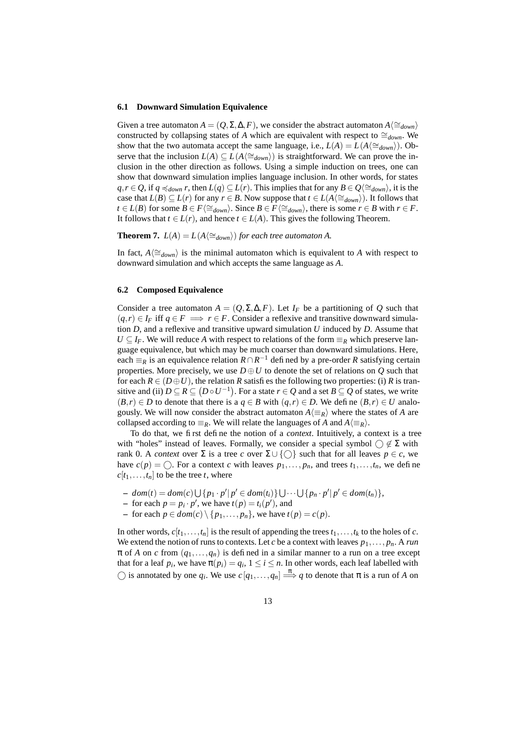### 6.1 Downward Simulation Equivalence

Given a tree automaton $A = (Q, \Sigma, \Delta, F)$, we consider the abstract automaton $A\langle \cong_{down} \rangle$ constructed by collapsing states of $A$ which are equivalent with respect to $\cong_{down}$. We show that the two automata accept the same language, i.e., $L(A) = L(A\langle \cong_{down} \rangle)$. Observe that the inclusion $L(A) \subseteq L(A\langle \cong_{down} \rangle)$ is straightforward. We can prove the inclusion in the other direction as follows. Using a simple induction on trees, one can show that downward simulation implies language inclusion. In other words, for states $q, r \in Q$, if $q \preccurlyeq_{down} r$, then $L(q) \subseteq L(r)$. This implies that for any $B \in Q\langle \cong_{down} \rangle$, it is the case that $L(B) \subseteq L(r)$ for any $r \in B$. Now suppose that $t \in L(A\langle \cong_{down} \rangle)$. It follows that $t \in L(B)$ for some $B \in F\langle \cong_{down} \rangle$. Since $B \in F\langle \cong_{down} \rangle$, there is some $r \in B$ with $r \in F$. It follows that $t \in L(r)$, and hence $t \in L(A)$. This gives the following Theorem.

**Theorem 7.** *$L(A) = L(A\langle \cong_{down} \rangle)$ for each tree automaton $A$.*

In fact, $A\langle \cong_{down} \rangle$ is the minimal automaton which is equivalent to $A$ with respect to downward simulation and which accepts the same language as $A$.

### 6.2 Composed Equivalence

Consider a tree automaton $A = (Q, \Sigma, \Delta, F)$. Let $I_F$ be a partitioning of $Q$ such that $(q, r) \in I_F$ iff $q \in F \implies r \in F$. Consider a reflexive and transitive downward simulation $D$, and a reflexive and transitive upward simulation $U$ induced by $D$. Assume that $U \subseteq I_F$. We will reduce $A$ with respect to relations of the form $\equiv_R$ which preserve language equivalence, but which may be much coarser than downward simulations. Here, each $\equiv_R$ is an equivalence relation $R \cap R^{-1}$ defined by a pre-order $R$ satisfying certain properties. More precisely, we use $D \oplus U$ to denote the set of relations on $Q$ such that for each $R \in (D \oplus U)$, the relation $R$ satisfies the following two properties: (i) $R$ is transitive and (ii) $D \subseteq R \subseteq \left(D \circ U^{-1}\right)$. For a state $r \in Q$ and a set $B \subseteq Q$ of states, we write $(B, r) \in D$ to denote that there is a $q \in B$ with $(q, r) \in D$. We define $(B, r) \in U$ analogously. We will now consider the abstract automaton $A\langle \equiv_R \rangle$ where the states of $A$ are collapsed according to $\equiv_R$. We will relate the languages of $A$ and $A\langle \equiv_R \rangle$.

To do that, we first define the notion of a *context*. Intuitively, a context is a tree with "holes" instead of leaves. Formally, we consider a special symbol $\bigcirc \notin \Sigma$ with rank 0. A *context* over $\Sigma$ is a tree $c$ over $\Sigma \cup \{\bigcirc\}$ such that for all leaves $p \in c$, we have $c(p) = \bigcirc$. For a context $c$ with leaves $p_1, \ldots, p_n$, and trees $t_1, \ldots, t_n$, we define $c[t_1, \ldots, t_n]$ to be the tree $t$, where

- $dom(t) = dom(c) \bigcup \{p_1 \cdot p' | \, p' \in dom(t_i)\} \bigcup \cdots \bigcup \{p_n \cdot p' | \, p' \in dom(t_n)\}$,
- for each $p = p_i \cdot p'$, we have $t(p) = t_i(p')$, and
- for each $p \in dom(c) \setminus \{p_1, \ldots, p_n\}$, we have $t(p) = c(p)$.

In other words, $c[t_1, \ldots, t_n]$ is the result of appending the trees $t_1, \ldots, t_k$ to the holes of $c$. We extend the notion of runs to contexts. Let $c$ be a context with leaves $p_1, \ldots, p_n$. A *run* $\pi$ of $A$ on $c$ from $(q_1, \ldots, q_n)$ is defined in a similar manner to a run on a tree except that for a leaf $p_i$, we have $\pi(p_i) = q_i$, $1 \le i \le n$. In other words, each leaf labelled with $\bigcirc$ is annotated by one $q_i$. We use $c[q_1, \ldots, q_n] \overset{\pi}{\Longrightarrow} q$ to denote that $\pi$ is a run of $A$ on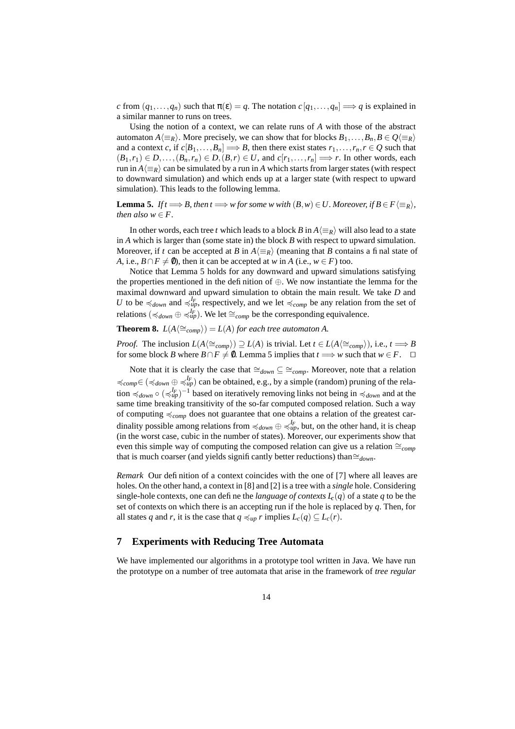$c$ from $(q_1,\ldots,q_n)$ such that $\pi(\varepsilon) = q$. The notation $c\,[q_1,\ldots,q_n] \Longrightarrow q$ is explained in a similar manner to runs on trees.

Using the notion of a context, we can relate runs of $A$ with those of the abstract automaton $A\langle\equiv_R\rangle$. More precisely, we can show that for blocks $B_1,\ldots,B_n,B \in Q\langle\equiv_R\rangle$ and a context $c$, if $c[B_1,\ldots,B_n] \Longrightarrow B$, then there exist states $r_1,\ldots,r_n,r \in Q$ such that $(B_1,r_1) \in D,\ldots,(B_n,r_n) \in D, (B,r) \in U$, and $c[r_1,\ldots,r_n] \Longrightarrow r$. In other words, each run in $A\langle\equiv_R\rangle$ can be simulated by a run in $A$ which starts from larger states (with respect to downward simulation) and which ends up at a larger state (with respect to upward simulation). This leads to the following lemma.

**Lemma 5.** *If $t \Longrightarrow B$, then $t \Longrightarrow w$ for some $w$ with $(B,w) \in U$. Moreover, if $B \in F\langle\equiv_R\rangle$, then also $w \in F$.*

In other words, each tree $t$ which leads to a block $B$ in $A\langle\equiv_R\rangle$ will also lead to a state in $A$ which is larger than (some state in) the block $B$ with respect to upward simulation. Moreover, if $t$ can be accepted at $B$ in $A\langle\equiv_R\rangle$ (meaning that $B$ contains a final state of $A$, i.e., $B \cap F \neq \emptyset$), then it can be accepted at $w$ in $A$ (i.e., $w \in F$) too.

Notice that Lemma 5 holds for any downward and upward simulations satisfying the properties mentioned in the definition of $\oplus$. We now instantiate the lemma for the maximal downward and upward simulation to obtain the main result. We take $D$ and $U$ to be $\preccurlyeq_{down}$ and $\preccurlyeq_{up}^{I_F}$, respectively, and we let $\preccurlyeq_{comp}$ be any relation from the set of relations $(\preccurlyeq_{down} \oplus \preccurlyeq_{up}^{I_F})$. We let $\cong_{comp}$ be the corresponding equivalence.

**Theorem 8.** *$L(A\langle\cong_{comp}\rangle) = L(A)$ for each tree automaton $A$.*

*Proof.* The inclusion $L(A\langle\cong_{comp}\rangle) \supseteq L(A)$ is trivial. Let $t \in L(A\langle\cong_{comp}\rangle)$, i.e., $t \Longrightarrow B$ for some block $B$ where $B \cap F \neq \emptyset$. Lemma 5 implies that $t \Longrightarrow w$ such that $w \in F$. $\square$

Note that it is clearly the case that $\cong_{down} \subseteq \cong_{comp}$. Moreover, note that a relation $\preccurlyeq_{comp} \in (\preccurlyeq_{down} \oplus \preccurlyeq_{up}^{I_F})$ can be obtained, e.g., by a simple (random) pruning of the relation $\preccurlyeq_{down} \circ (\preccurlyeq_{up}^{I_F})^{-1}$ based on iteratively removing links not being in $\preccurlyeq_{down}$ and at the same time breaking transitivity of the so-far computed composed relation. Such a way of computing $\preccurlyeq_{comp}$ does not guarantee that one obtains a relation of the greatest cardinality possible among relations from $\preccurlyeq_{down} \oplus \preccurlyeq_{up}^{I_F}$, but, on the other hand, it is cheap (in the worst case, cubic in the number of states). Moreover, our experiments show that even this simple way of computing the composed relation can give us a relation $\cong_{comp}$ that is much coarser (and yields significantly better reductions) than $\cong_{down}$.

*Remark* Our definition of a context coincides with the one of [7] where all leaves are holes. On the other hand, a context in [8] and [2] is a tree with a *single* hole. Considering single-hole contexts, one can define the *language of contexts* $L_c(q)$ of a state $q$ to be the set of contexts on which there is an accepting run if the hole is replaced by $q$. Then, for all states $q$ and $r$, it is the case that $q \preccurlyeq_{up} r$ implies $L_c(q) \subseteq L_c(r)$.

## 7 Experiments with Reducing Tree Automata

We have implemented our algorithms in a prototype tool written in Java. We have run the prototype on a number of tree automata that arise in the framework of *tree regular*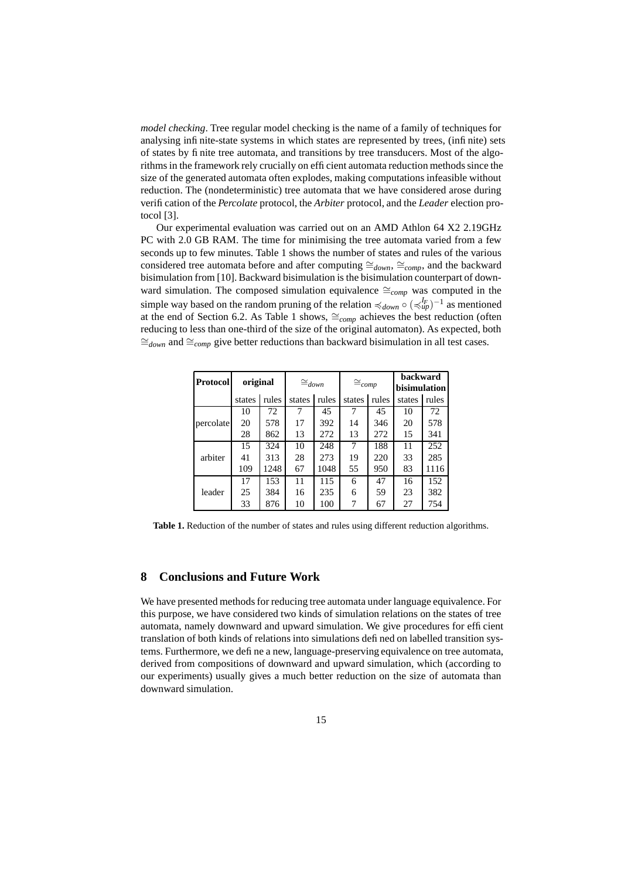*model checking*. Tree regular model checking is the name of a family of techniques for analysing infinite-state systems in which states are represented by trees, (infinite) sets of states by finite tree automata, and transitions by tree transducers. Most of the algorithms in the framework rely crucially on efficient automata reduction methods since the size of the generated automata often explodes, making computations infeasible without reduction. The (nondeterministic) tree automata that we have considered arose during verification of the *Percolate* protocol, the *Arbiter* protocol, and the *Leader* election protocol [3].

Our experimental evaluation was carried out on an AMD Athlon 64 X2 2.19GHz PC with 2.0 GB RAM. The time for minimising the tree automata varied from a few seconds up to few minutes. Table 1 shows the number of states and rules of the various considered tree automata before and after computing $\cong_{down}$, $\cong_{comp}$, and the backward bisimulation from [10]. Backward bisimulation is the bisimulation counterpart of downward simulation. The composed simulation equivalence $\cong_{comp}$ was computed in the simple way based on the random pruning of the relation $\preccurlyeq_{down} \circ (\preccurlyeq_{up}^{I_F})^{-1}$ as mentioned at the end of Section 6.2. As Table 1 shows, $\cong_{comp}$ achieves the best reduction (often reducing to less than one-third of the size of the original automaton). As expected, both $\cong_{down}$ and $\cong_{comp}$ give better reductions than backward bisimulation in all test cases.

| **Protocol** | **original** | | $\cong_{down}$ | | $\cong_{comp}$ | | **backward bisimulation** | |
|---|---|---|---|---|---|---|---|---|
| | states | rules | states | rules | states | rules | states | rules |
| percolate | 10 | 72 | 7 | 45 | 7 | 45 | 10 | 72 |
| | 20 | 578 | 17 | 392 | 14 | 346 | 20 | 578 |
| | 28 | 862 | 13 | 272 | 13 | 272 | 15 | 341 |
| arbiter | 15 | 324 | 10 | 248 | 7 | 188 | 11 | 252 |
| | 41 | 313 | 28 | 273 | 19 | 220 | 33 | 285 |
| | 109 | 1248 | 67 | 1048 | 55 | 950 | 83 | 1116 |
| leader | 17 | 153 | 11 | 115 | 6 | 47 | 16 | 152 |
| | 25 | 384 | 16 | 235 | 6 | 59 | 23 | 382 |
| | 33 | 876 | 10 | 100 | 7 | 67 | 27 | 754 |

**Table 1.** Reduction of the number of states and rules using different reduction algorithms.

## 8 Conclusions and Future Work

We have presented methods for reducing tree automata under language equivalence. For this purpose, we have considered two kinds of simulation relations on the states of tree automata, namely downward and upward simulation. We give procedures for efficient translation of both kinds of relations into simulations defined on labelled transition systems. Furthermore, we define a new, language-preserving equivalence on tree automata, derived from compositions of downward and upward simulation, which (according to our experiments) usually gives a much better reduction on the size of automata than downward simulation.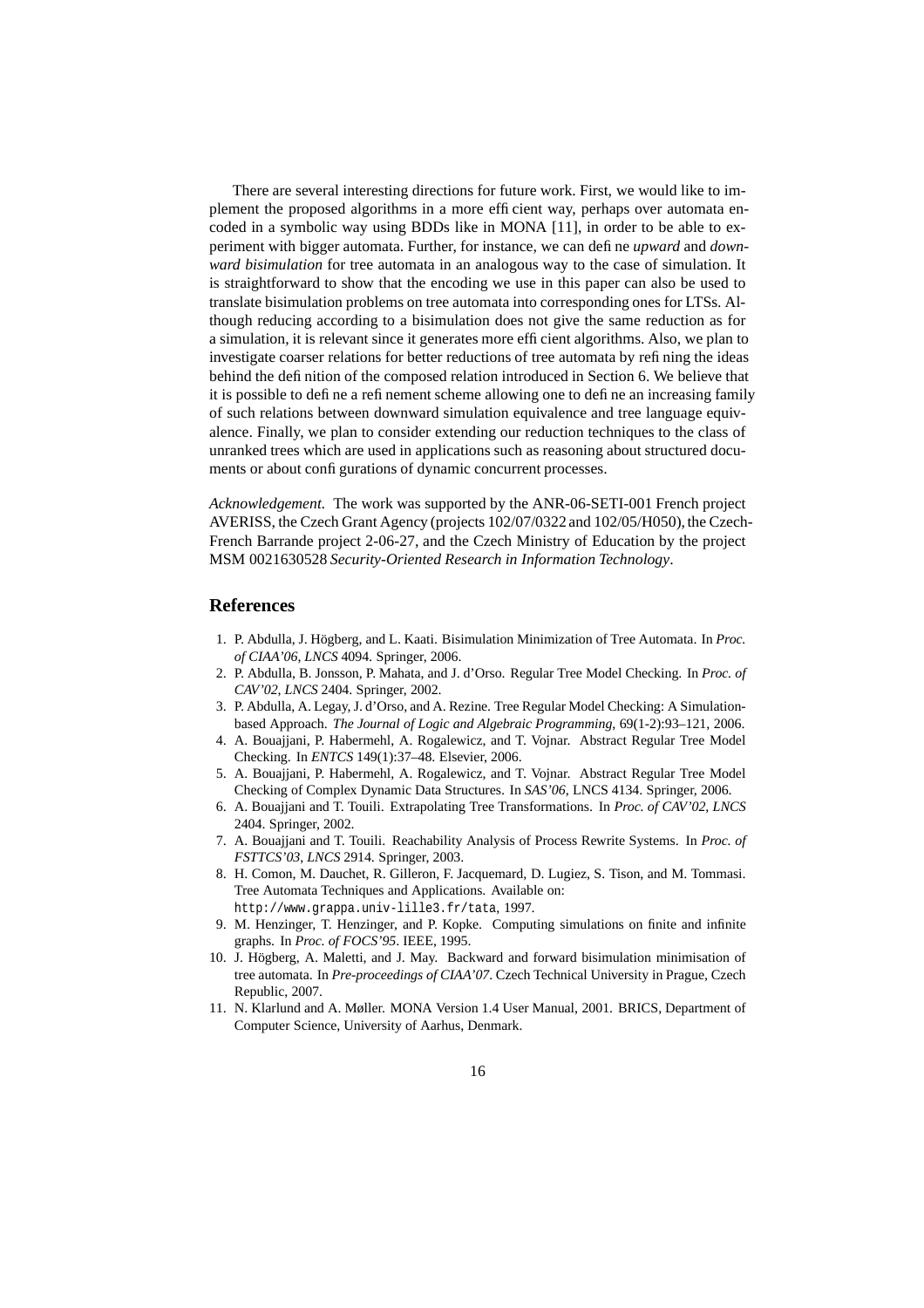There are several interesting directions for future work. First, we would like to implement the proposed algorithms in a more efficient way, perhaps over automata encoded in a symbolic way using BDDs like in MONA [11], in order to be able to experiment with bigger automata. Further, for instance, we can define *upward* and *downward bisimulation* for tree automata in an analogous way to the case of simulation. It is straightforward to show that the encoding we use in this paper can also be used to translate bisimulation problems on tree automata into corresponding ones for LTSs. Although reducing according to a bisimulation does not give the same reduction as for a simulation, it is relevant since it generates more efficient algorithms. Also, we plan to investigate coarser relations for better reductions of tree automata by refining the ideas behind the definition of the composed relation introduced in Section 6. We believe that it is possible to define a refinement scheme allowing one to define an increasing family of such relations between downward simulation equivalence and tree language equivalence. Finally, we plan to consider extending our reduction techniques to the class of unranked trees which are used in applications such as reasoning about structured documents or about configurations of dynamic concurrent processes.

*Acknowledgement.* The work was supported by the ANR-06-SETI-001 French project AVERISS, the Czech Grant Agency (projects 102/07/0322 and 102/05/H050), the Czech-French Barrande project 2-06-27, and the Czech Ministry of Education by the project MSM 0021630528 *Security-Oriented Research in Information Technology*.

## References

1. P. Abdulla, J. Högberg, and L. Kaati. Bisimulation Minimization of Tree Automata. In *Proc. of CIAA'06, LNCS* 4094. Springer, 2006.
2. P. Abdulla, B. Jonsson, P. Mahata, and J. d'Orso. Regular Tree Model Checking. In *Proc. of CAV'02, LNCS* 2404. Springer, 2002.
3. P. Abdulla, A. Legay, J. d'Orso, and A. Rezine. Tree Regular Model Checking: A Simulation-based Approach. *The Journal of Logic and Algebraic Programming*, 69(1-2):93–121, 2006.
4. A. Bouajjani, P. Habermehl, A. Rogalewicz, and T. Vojnar. Abstract Regular Tree Model Checking. In *ENTCS* 149(1):37–48. Elsevier, 2006.
5. A. Bouajjani, P. Habermehl, A. Rogalewicz, and T. Vojnar. Abstract Regular Tree Model Checking of Complex Dynamic Data Structures. In *SAS'06*, LNCS 4134. Springer, 2006.
6. A. Bouajjani and T. Touili. Extrapolating Tree Transformations. In *Proc. of CAV'02, LNCS* 2404. Springer, 2002.
7. A. Bouajjani and T. Touili. Reachability Analysis of Process Rewrite Systems. In *Proc. of FSTTCS'03, LNCS* 2914. Springer, 2003.
8. H. Comon, M. Dauchet, R. Gilleron, F. Jacquemard, D. Lugiez, S. Tison, and M. Tommasi. Tree Automata Techniques and Applications. Available on: `http://www.grappa.univ-lille3.fr/tata`, 1997.
9. M. Henzinger, T. Henzinger, and P. Kopke. Computing simulations on finite and infinite graphs. In *Proc. of FOCS'95*. IEEE, 1995.
10. J. Högberg, A. Maletti, and J. May. Backward and forward bisimulation minimisation of tree automata. In *Pre-proceedings of CIAA'07*. Czech Technical University in Prague, Czech Republic, 2007.
11. N. Klarlund and A. Møller. MONA Version 1.4 User Manual, 2001. BRICS, Department of Computer Science, University of Aarhus, Denmark.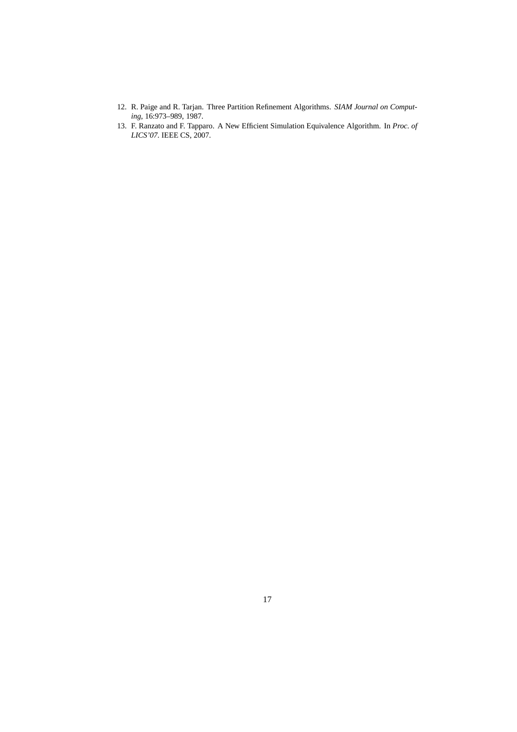12. R. Paige and R. Tarjan. Three Partition Refinement Algorithms. *SIAM Journal on Computing*, 16:973–989, 1987.
13. F. Ranzato and F. Tapparo. A New Efficient Simulation Equivalence Algorithm. In *Proc. of LICS'07*. IEEE CS, 2007.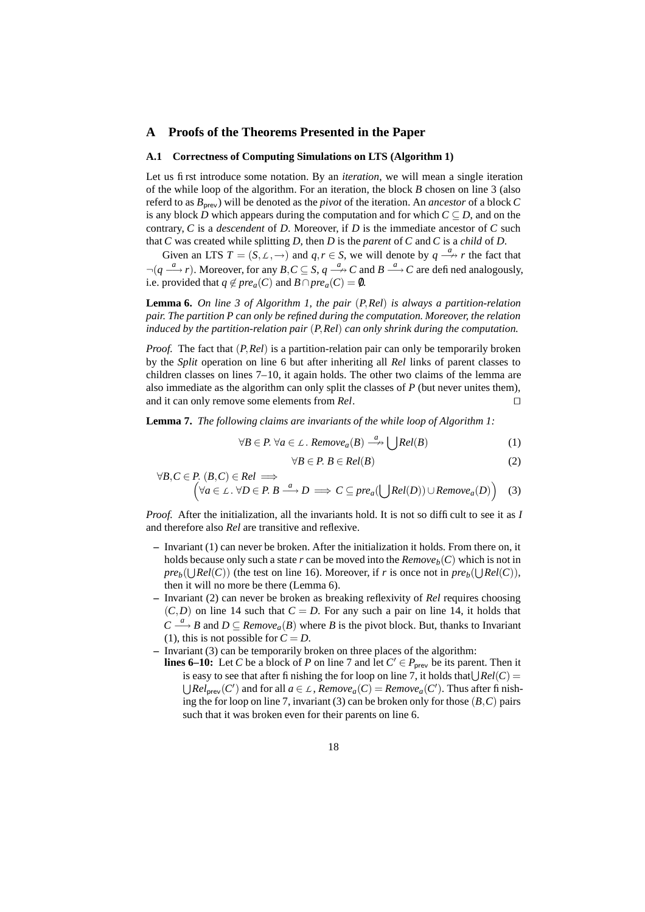## A Proofs of the Theorems Presented in the Paper

### A.1 Correctness of Computing Simulations on LTS (Algorithm 1)

Let us first introduce some notation. By an *iteration*, we will mean a single iteration of the while loop of the algorithm. For an iteration, the block $B$ chosen on line 3 (also referd to as $B_{\mathsf{prev}}$) will be denoted as the *pivot* of the iteration. An *ancestor* of a block $C$ is any block $D$ which appears during the computation and for which $C \subseteq D$, and on the contrary, $C$ is a *descendent* of $D$. Moreover, if $D$ is the immediate ancestor of $C$ such that $C$ was created while splitting $D$, then $D$ is the *parent* of $C$ and $C$ is a *child* of $D$.

Given an LTS $T = (S, \mathcal{L}, \rightarrow)$ and $q, r \in S$, we will denote by $q \overset{a}{\nrightarrow} r$ the fact that $\neg(q \xrightarrow{a} r)$. Moreover, for any $B, C \subseteq S$, $q \overset{a}{\nrightarrow} C$ and $B \overset{a}{\nrightarrow} C$ are defined analogously, i.e. provided that $q \notin pre_a(C)$ and $B \cap pre_a(C) = \emptyset$.

**Lemma 6.** *On line 3 of Algorithm 1, the pair $(P, Rel)$ is always a partition-relation pair. The partition $P$ can only be refined during the computation. Moreover, the relation induced by the partition-relation pair $(P, Rel)$ can only shrink during the computation.*

*Proof.* The fact that $(P, Rel)$ is a partition-relation pair can only be temporarily broken by the *Split* operation on line 6 but after inheriting all *Rel* links of parent classes to children classes on lines 7–10, it again holds. The other two claims of the lemma are also immediate as the algorithm can only split the classes of $P$ (but never unites them), and it can only remove some elements from *Rel*. ◻

**Lemma 7.** *The following claims are invariants of the while loop of Algorithm 1:*

$$\forall B \in P.\ \forall a \in \mathcal{L}.\ Remove_a(B) \overset{a}{\nrightarrow} \bigcup Rel(B) \tag{1}$$

$$\forall B \in P.\ B \in Rel(B) \tag{2}$$

$$\forall B, C \in P.\ (B, C) \in Rel \implies \Big(\forall a \in \mathcal{L}.\ \forall D \in P.\ B \xrightarrow{a} D \implies C \subseteq pre_a(\bigcup Rel(D)) \cup Remove_a(D)\Big) \tag{3}$$

*Proof.* After the initialization, all the invariants hold. It is not so difficult to see it as $I$ and therefore also *Rel* are transitive and reflexive.

- Invariant (1) can never be broken. After the initialization it holds. From there on, it holds because only such a state $r$ can be moved into the $Remove_b(C)$ which is not in $pre_b(\bigcup Rel(C))$ (the test on line 16). Moreover, if $r$ is once not in $pre_b(\bigcup Rel(C))$, then it will no more be there (Lemma 6).
- Invariant (2) can never be broken as breaking reflexivity of *Rel* requires choosing $(C, D)$ on line 14 such that $C = D$. For any such a pair on line 14, it holds that $C \xrightarrow{a} B$ and $D \subseteq Remove_a(B)$ where $B$ is the pivot block. But, thanks to Invariant (1), this is not possible for $C = D$.
- Invariant (3) can be temporarily broken on three places of the algorithm:
  **lines 6–10:** Let $C$ be a block of $P$ on line 7 and let $C' \in P_{\mathsf{prev}}$ be its parent. Then it is easy to see that after finishing the for loop on line 7, it holds that $\bigcup Rel(C) = \bigcup Rel_{\mathsf{prev}}(C')$ and for all $a \in \mathcal{L}$, $Remove_a(C) = Remove_a(C')$. Thus after finishing the for loop on line 7, invariant (3) can be broken only for those $(B, C)$ pairs such that it was broken even for their parents on line 6.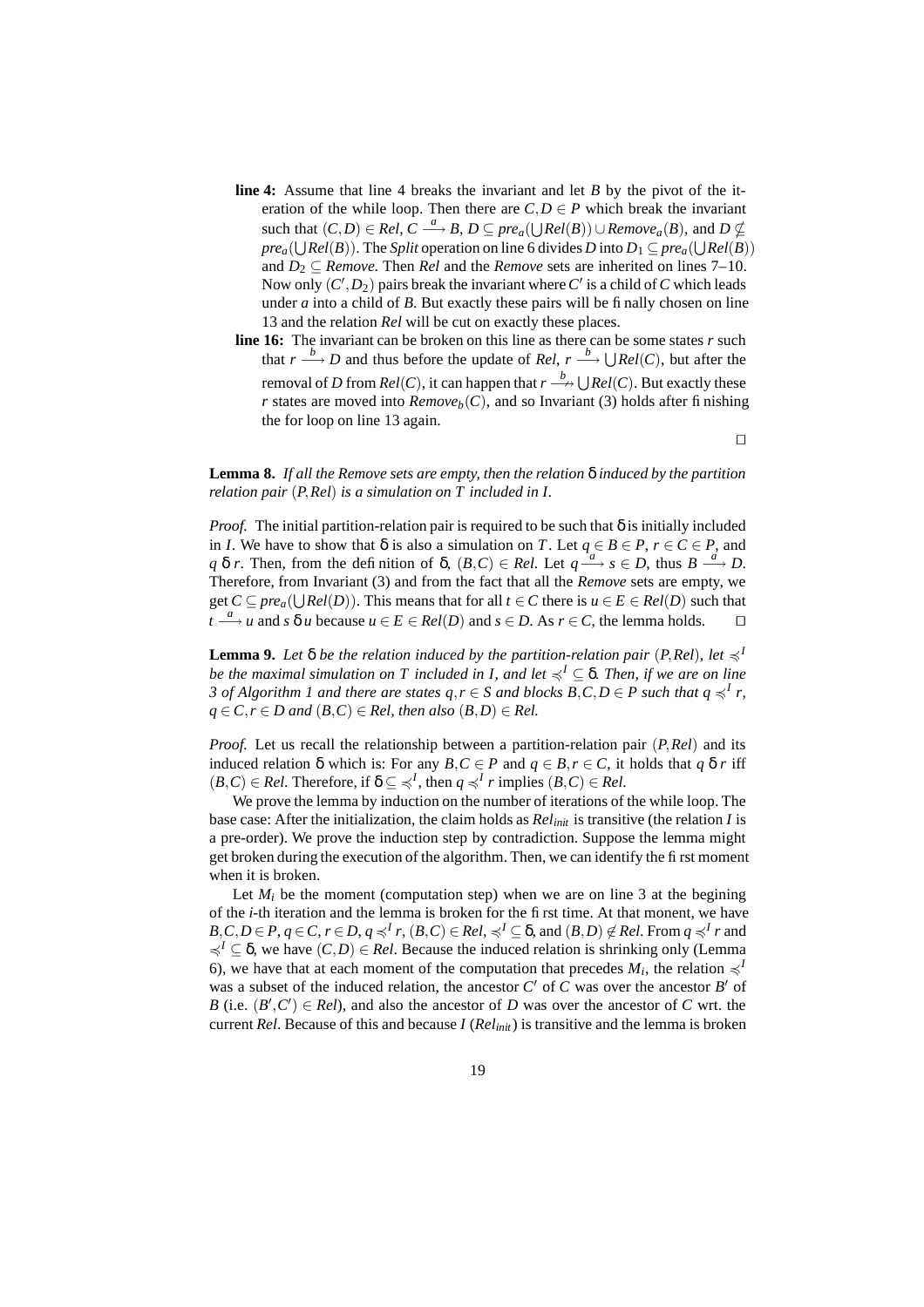**line 4:** Assume that line 4 breaks the invariant and let $B$ by the pivot of the iteration of the while loop. Then there are $C, D \in P$ which break the invariant such that $(C,D) \in Rel$, $C \xrightarrow{a} B$, $D \subseteq pre_a(\bigcup Rel(B)) \cup Remove_a(B)$, and $D \not\subseteq pre_a(\bigcup Rel(B))$. The *Split* operation on line 6 divides $D$ into $D_1 \subseteq pre_a(\bigcup Rel(B))$ and $D_2 \subseteq Remove$. Then *Rel* and the *Remove* sets are inherited on lines 7–10. Now only $(C', D_2)$ pairs break the invariant where $C'$ is a child of $C$ which leads under $a$ into a child of $B$. But exactly these pairs will be finally chosen on line 13 and the relation *Rel* will be cut on exactly these places.

**line 16:** The invariant can be broken on this line as there can be some states $r$ such that $r \xrightarrow{b} D$ and thus before the update of *Rel*, $r \xrightarrow{b} \bigcup Rel(C)$, but after the removal of $D$ from $Rel(C)$, it can happen that $r \not\xrightarrow{b} \bigcup Rel(C)$. But exactly these $r$ states are moved into $Remove_b(C)$, and so Invariant (3) holds after finishing the for loop on line 13 again.

□

**Lemma 8.** *If all the Remove sets are empty, then the relation $\delta$ induced by the partition relation pair $(P, Rel)$ is a simulation on $T$ included in $I$.*

*Proof.* The initial partition-relation pair is required to be such that $\delta$ is initially included in $I$. We have to show that $\delta$ is also a simulation on $T$. Let $q \in B \in P$, $r \in C \in P$, and $q\ \delta\ r$. Then, from the definition of $\delta$, $(B,C) \in Rel$. Let $q \xrightarrow{a} s \in D$, thus $B \xrightarrow{a} D$. Therefore, from Invariant (3) and from the fact that all the *Remove* sets are empty, we get $C \subseteq pre_a(\bigcup Rel(D))$. This means that for all $t \in C$ there is $u \in E \in Rel(D)$ such that $t \xrightarrow{a} u$ and $s\ \delta\ u$ because $u \in E \in Rel(D)$ and $s \in D$. As $r \in C$, the lemma holds. □

**Lemma 9.** *Let $\delta$ be the relation induced by the partition-relation pair $(P, Rel)$, let $\preccurlyeq^I$ be the maximal simulation on $T$ included in $I$, and let $\preccurlyeq^I \subseteq \delta$. Then, if we are on line 3 of Algorithm 1 and there are states $q, r \in S$ and blocks $B, C, D \in P$ such that $q \preccurlyeq^I r$, $q \in C, r \in D$ and $(B,C) \in Rel$, then also $(B,D) \in Rel$.*

*Proof.* Let us recall the relationship between a partition-relation pair $(P, Rel)$ and its induced relation $\delta$ which is: For any $B, C \in P$ and $q \in B, r \in C$, it holds that $q\ \delta\ r$ iff $(B,C) \in Rel$. Therefore, if $\delta \subseteq \preccurlyeq^I$, then $q \preccurlyeq^I r$ implies $(B,C) \in Rel$.

We prove the lemma by induction on the number of iterations of the while loop. The base case: After the initialization, the claim holds as $Rel_{init}$ is transitive (the relation $I$ is a pre-order). We prove the induction step by contradiction. Suppose the lemma might get broken during the execution of the algorithm. Then, we can identify the first moment when it is broken.

Let $M_i$ be the moment (computation step) when we are on line 3 at the begining of the $i$-th iteration and the lemma is broken for the first time. At that monent, we have $B, C, D \in P$, $q \in C$, $r \in D$, $q \preccurlyeq^I r$, $(B,C) \in Rel$, $\preccurlyeq^I \subseteq \delta$, and $(B,D) \notin Rel$. From $q \preccurlyeq^I r$ and $\preccurlyeq^I \subseteq \delta$, we have $(C,D) \in Rel$. Because the induced relation is shrinking only (Lemma 6), we have that at each moment of the computation that precedes $M_i$, the relation $\preccurlyeq^I$ was a subset of the induced relation, the ancestor $C'$ of $C$ was over the ancestor $B'$ of $B$ (i.e. $(B', C') \in Rel$), and also the ancestor of $D$ was over the ancestor of $C$ wrt. the current *Rel*. Because of this and because $I$ ($Rel_{init}$) is transitive and the lemma is broken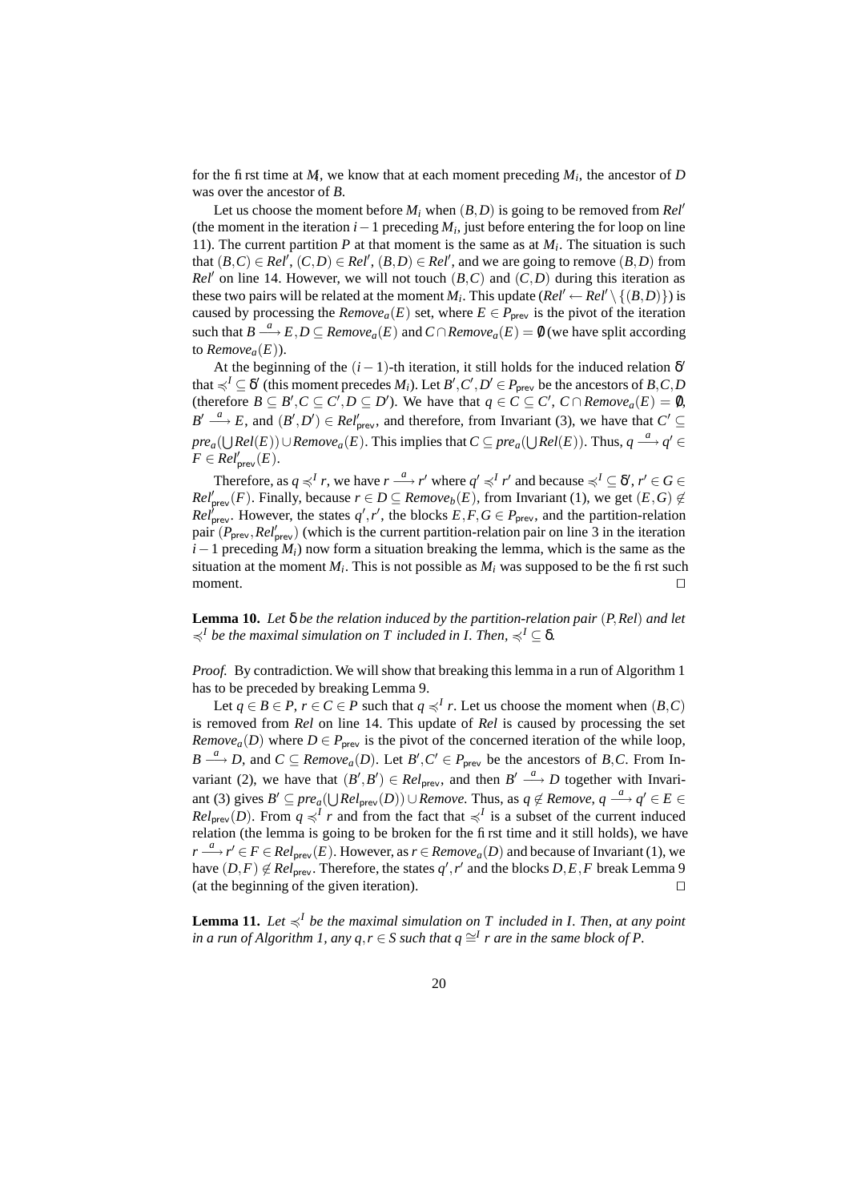for the first time at $M_i$, we know that at each moment preceding $M_i$, the ancestor of $D$ was over the ancestor of $B$.

Let us choose the moment before $M_i$ when $(B,D)$ is going to be removed from $Rel'$ (the moment in the iteration $i-1$ preceding $M_i$, just before entering the for loop on line 11). The current partition $P$ at that moment is the same as at $M_i$. The situation is such that $(B,C) \in Rel'$, $(C,D) \in Rel'$, $(B,D) \in Rel'$, and we are going to remove $(B,D)$ from $Rel'$ on line 14. However, we will not touch $(B,C)$ and $(C,D)$ during this iteration as these two pairs will be related at the moment $M_i$. This update ($Rel' \leftarrow Rel' \setminus \{(B,D)\}$) is caused by processing the $Remove_a(E)$ set, where $E \in P_{\mathsf{prev}}$ is the pivot of the iteration such that $B \xrightarrow{a} E, D \subseteq Remove_a(E)$ and $C \cap Remove_a(E) = \emptyset$ (we have split according to $Remove_a(E)$).

At the beginning of the $(i-1)$-th iteration, it still holds for the induced relation $\delta'$ that $\preccurlyeq^I \subseteq \delta'$ (this moment precedes $M_i$). Let $B', C', D' \in P_{\mathsf{prev}}$ be the ancestors of $B, C, D$ (therefore $B \subseteq B', C \subseteq C', D \subseteq D'$). We have that $q \in C \subseteq C'$, $C \cap Remove_a(E) = \emptyset$, $B' \xrightarrow{a} E$, and $(B', D') \in Rel'_{\mathsf{prev}}$, and therefore, from Invariant (3), we have that $C' \subseteq pre_a(\bigcup Rel(E)) \cup Remove_a(E)$. This implies that $C \subseteq pre_a(\bigcup Rel(E))$. Thus, $q \xrightarrow{a} q' \in F \in Rel'_{\mathsf{prev}}(E)$.

Therefore, as $q \preccurlyeq^I r$, we have $r \xrightarrow{a} r'$ where $q' \preccurlyeq^I r'$ and because $\preccurlyeq^I \subseteq \delta'$, $r' \in G \in Rel'_{\mathsf{prev}}(F)$. Finally, because $r \in D \subseteq Remove_b(E)$, from Invariant (1), we get $(E,G) \notin Rel'_{\mathsf{prev}}$. However, the states $q', r'$, the blocks $E, F, G \in P_{\mathsf{prev}}$, and the partition-relation pair $(P_{\mathsf{prev}}, Rel'_{\mathsf{prev}})$ (which is the current partition-relation pair on line 3 in the iteration $i-1$ preceding $M_i$) now form a situation breaking the lemma, which is the same as the situation at the moment $M_i$. This is not possible as $M_i$ was supposed to be the first such moment. $\square$

**Lemma 10.** *Let $\delta$ be the relation induced by the partition-relation pair $(P, Rel)$ and let $\preccurlyeq^I$ be the maximal simulation on $T$ included in $I$. Then, $\preccurlyeq^I \subseteq \delta$.*

*Proof.* By contradiction. We will show that breaking this lemma in a run of Algorithm 1 has to be preceded by breaking Lemma 9.

Let $q \in B \in P$, $r \in C \in P$ such that $q \preccurlyeq^I r$. Let us choose the moment when $(B,C)$ is removed from $Rel$ on line 14. This update of $Rel$ is caused by processing the set $Remove_a(D)$ where $D \in P_{\mathsf{prev}}$ is the pivot of the concerned iteration of the while loop, $B \xrightarrow{a} D$, and $C \subseteq Remove_a(D)$. Let $B', C' \in P_{\mathsf{prev}}$ be the ancestors of $B, C$. From Invariant (2), we have that $(B', B') \in Rel_{\mathsf{prev}}$, and then $B' \xrightarrow{a} D$ together with Invariant (3) gives $B' \subseteq pre_a(\bigcup Rel_{\mathsf{prev}}(D)) \cup Remove$. Thus, as $q \notin Remove$, $q \xrightarrow{a} q' \in E \in Rel_{\mathsf{prev}}(D)$. From $q \preccurlyeq^I r$ and from the fact that $\preccurlyeq^I$ is a subset of the current induced relation (the lemma is going to be broken for the first time and it still holds), we have $r \xrightarrow{a} r' \in F \in Rel_{\mathsf{prev}}(E)$. However, as $r \in Remove_a(D)$ and because of Invariant (1), we have $(D,F) \notin Rel_{\mathsf{prev}}$. Therefore, the states $q', r'$ and the blocks $D, E, F$ break Lemma 9 (at the beginning of the given iteration). $\square$

**Lemma 11.** *Let $\preccurlyeq^I$ be the maximal simulation on $T$ included in $I$. Then, at any point in a run of Algorithm 1, any $q, r \in S$ such that $q \cong^I r$ are in the same block of $P$.*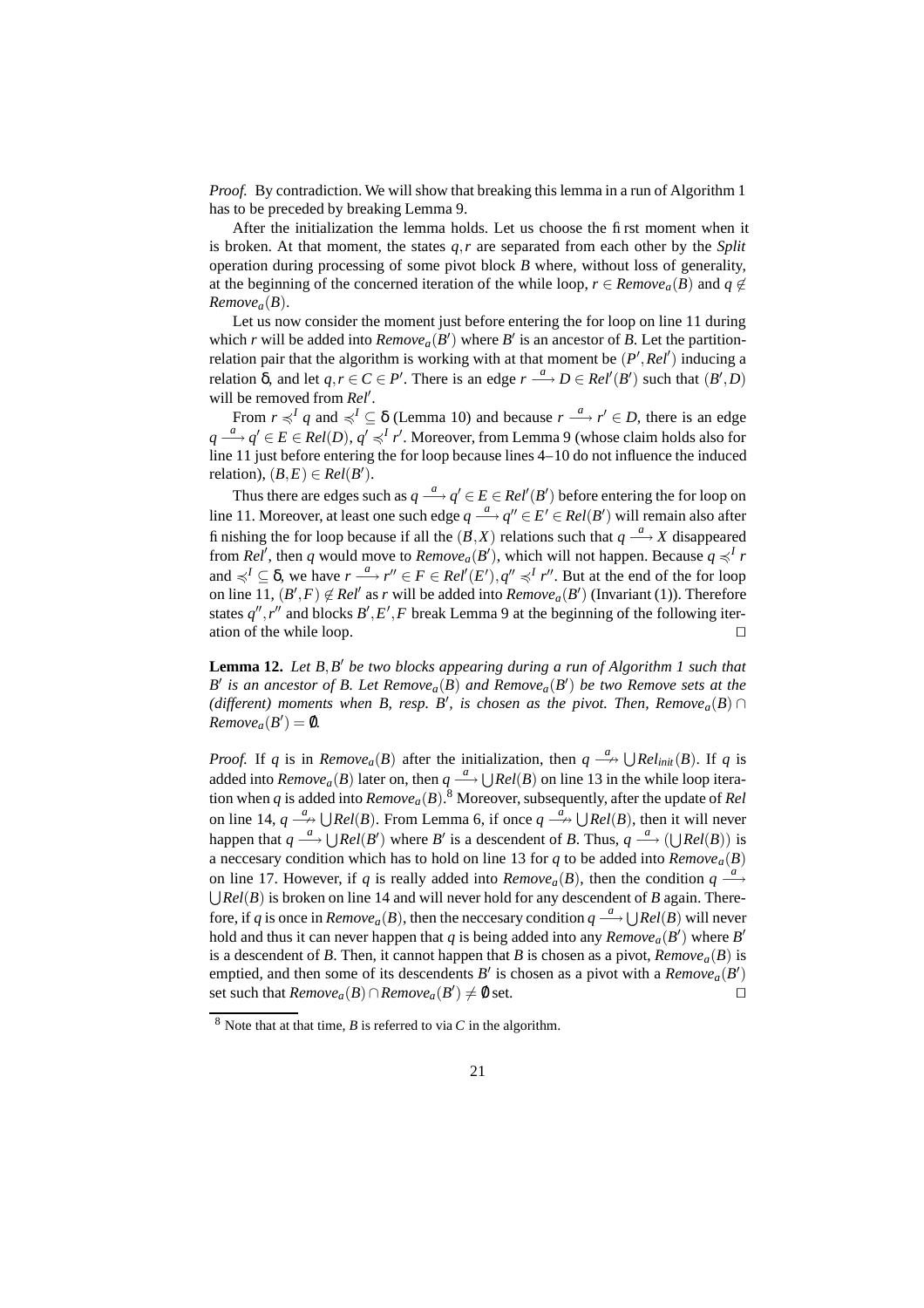*Proof.* By contradiction. We will show that breaking this lemma in a run of Algorithm 1 has to be preceded by breaking Lemma 9.

After the initialization the lemma holds. Let us choose the first moment when it is broken. At that moment, the states $q, r$ are separated from each other by the *Split* operation during processing of some pivot block $B$ where, without loss of generality, at the beginning of the concerned iteration of the while loop, $r \in Remove_a(B)$ and $q \notin Remove_a(B)$.

Let us now consider the moment just before entering the for loop on line 11 during which $r$ will be added into $Remove_a(B')$ where $B'$ is an ancestor of $B$. Let the partition-relation pair that the algorithm is working with at that moment be $(P', Rel')$ inducing a relation $\delta$, and let $q, r \in C \in P'$. There is an edge $r \xrightarrow{a} D \in Rel'(B')$ such that $(B', D)$ will be removed from $Rel'$.

From $r \preccurlyeq^I q$ and $\preccurlyeq^I \subseteq \delta$ (Lemma 10) and because $r \xrightarrow{a} r' \in D$, there is an edge $q \xrightarrow{a} q' \in E \in Rel(D)$, $q' \preccurlyeq^I r'$. Moreover, from Lemma 9 (whose claim holds also for line 11 just before entering the for loop because lines 4–10 do not influence the induced relation), $(B, E) \in Rel(B')$.

Thus there are edges such as $q \xrightarrow{a} q' \in E \in Rel'(B')$ before entering the for loop on line 11. Moreover, at least one such edge $q \xrightarrow{a} q'' \in E' \in Rel(B')$ will remain also after finishing the for loop because if all the $(B', X)$ relations such that $q \xrightarrow{a} X$ disappeared from $Rel'$, then $q$ would move to $Remove_a(B')$, which will not happen. Because $q \preccurlyeq^I r$ and $\preccurlyeq^I \subseteq \delta$, we have $r \xrightarrow{a} r'' \in F \in Rel'(E'), q'' \preccurlyeq^I r''$. But at the end of the for loop on line 11, $(B', F) \notin Rel'$ as $r$ will be added into $Remove_a(B')$ (Invariant (1)). Therefore states $q'', r''$ and blocks $B', E', F$ break Lemma 9 at the beginning of the following iteration of the while loop. $\square$

**Lemma 12.** *Let $B, B'$ be two blocks appearing during a run of Algorithm 1 such that $B'$ is an ancestor of $B$. Let $Remove_a(B)$ and $Remove_a(B')$ be two Remove sets at the (different) moments when $B$, resp. $B'$, is chosen as the pivot. Then, $Remove_a(B) \cap Remove_a(B') = \emptyset$.*

*Proof.* If $q$ is in $Remove_a(B)$ after the initialization, then $q \stackrel{a}{\not\longrightarrow} \bigcup Rel_{init}(B)$. If $q$ is added into $Remove_a(B)$ later on, then $q \xrightarrow{a} \bigcup Rel(B)$ on line 13 in the while loop iteration when $q$ is added into $Remove_a(B)$.[8] Moreover, subsequently, after the update of $Rel$ on line 14, $q \stackrel{a}{\not\longrightarrow} \bigcup Rel(B)$. From Lemma 6, if once $q \stackrel{a}{\not\longrightarrow} \bigcup Rel(B)$, then it will never happen that $q \xrightarrow{a} \bigcup Rel(B')$ where $B'$ is a descendent of $B$. Thus, $q \xrightarrow{a} (\bigcup Rel(B))$ is a neccesary condition which has to hold on line 13 for $q$ to be added into $Remove_a(B)$ on line 17. However, if $q$ is really added into $Remove_a(B)$, then the condition $q \xrightarrow{a} \bigcup Rel(B)$ is broken on line 14 and will never hold for any descendent of $B$ again. Therefore, if $q$ is once in $Remove_a(B)$, then the neccesary condition $q \xrightarrow{a} \bigcup Rel(B)$ will never hold and thus it can never happen that $q$ is being added into any $Remove_a(B')$ where $B'$ is a descendent of $B$. Then, it cannot happen that $B$ is chosen as a pivot, $Remove_a(B)$ is emptied, and then some of its descendents $B'$ is chosen as a pivot with a $Remove_a(B')$ set such that $Remove_a(B) \cap Remove_a(B') \neq \emptyset$ set. $\square$

[8] Note that at that time, $B$ is referred to via $C$ in the algorithm.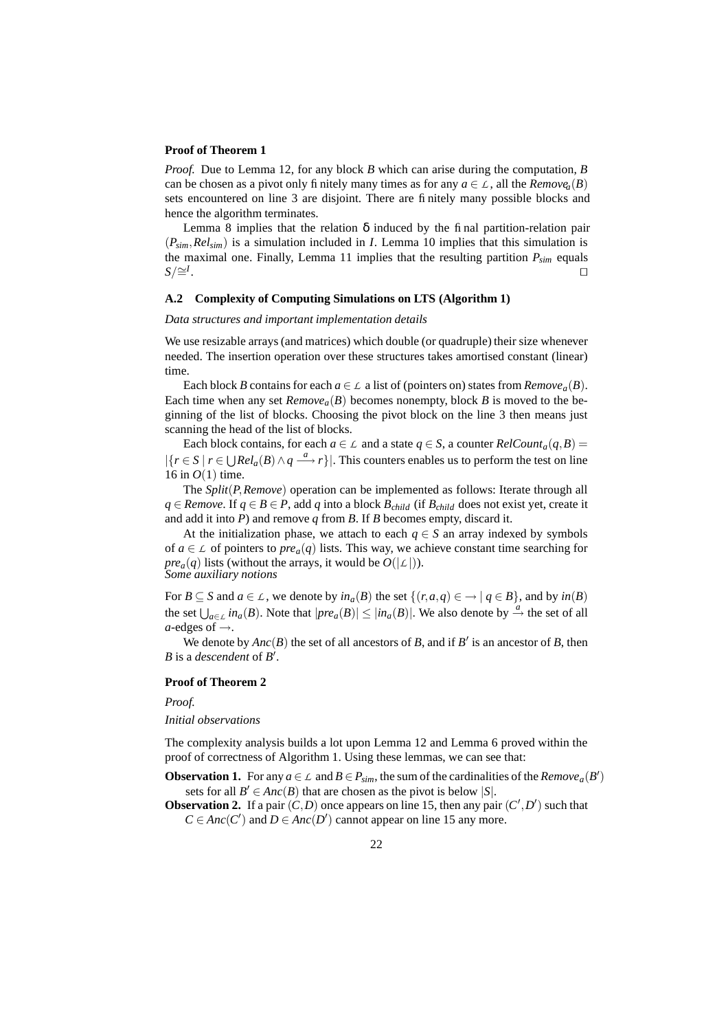**Proof of Theorem 1**

*Proof.* Due to Lemma 12, for any block $B$ which can arise during the computation, $B$ can be chosen as a pivot only finitely many times as for any $a \in \mathcal{L}$, all the $Remove_a(B)$ sets encountered on line 3 are disjoint. There are finitely many possible blocks and hence the algorithm terminates.

Lemma 8 implies that the relation $\delta$ induced by the final partition-relation pair $(P_{sim}, Rel_{sim})$ is a simulation included in $I$. Lemma 10 implies that this simulation is the maximal one. Finally, Lemma 11 implies that the resulting partition $P_{sim}$ equals $S/\cong^I$. $\square$

### A.2 Complexity of Computing Simulations on LTS (Algorithm 1)

*Data structures and important implementation details*

We use resizable arrays (and matrices) which double (or quadruple) their size whenever needed. The insertion operation over these structures takes amortised constant (linear) time.

Each block $B$ contains for each $a \in \mathcal{L}$ a list of (pointers on) states from $Remove_a(B)$. Each time when any set $Remove_a(B)$ becomes nonempty, block $B$ is moved to the beginning of the list of blocks. Choosing the pivot block on the line 3 then means just scanning the head of the list of blocks.

Each block contains, for each $a \in \mathcal{L}$ and a state $q \in S$, a counter $RelCount_a(q, B) = |\{r \in S \mid r \in \bigcup Rel_a(B) \wedge q \xrightarrow{a} r\}|$. This counters enables us to perform the test on line 16 in $O(1)$ time.

The $Split(P, Remove)$ operation can be implemented as follows: Iterate through all $q \in Remove$. If $q \in B \in P$, add $q$ into a block $B_{child}$ (if $B_{child}$ does not exist yet, create it and add it into $P$) and remove $q$ from $B$. If $B$ becomes empty, discard it.

At the initialization phase, we attach to each $q \in S$ an array indexed by symbols of $a \in \mathcal{L}$ of pointers to $pre_a(q)$ lists. This way, we achieve constant time searching for $pre_a(q)$ lists (without the arrays, it would be $O(|\mathcal{L}|)$).

*Some auxiliary notions*

For $B \subseteq S$ and $a \in \mathcal{L}$, we denote by $in_a(B)$ the set $\{(r, a, q) \in \rightarrow \mid q \in B\}$, and by $in(B)$ the set $\bigcup_{a \in \mathcal{L}} in_a(B)$. Note that $|pre_a(B)| \leq |in_a(B)|$. We also denote by $\xrightarrow{a}$ the set of all $a$-edges of $\rightarrow$.

We denote by $Anc(B)$ the set of all ancestors of $B$, and if $B'$ is an ancestor of $B$, then $B$ is a *descendent* of $B'$.

**Proof of Theorem 2**

*Proof.*

*Initial observations*

The complexity analysis builds a lot upon Lemma 12 and Lemma 6 proved within the proof of correctness of Algorithm 1. Using these lemmas, we can see that:

**Observation 1.** For any $a \in \mathcal{L}$ and $B \in P_{sim}$, the sum of the cardinalities of the $Remove_a(B')$ sets for all $B' \in Anc(B)$ that are chosen as the pivot is below $|S|$.

**Observation 2.** If a pair $(C, D)$ once appears on line 15, then any pair $(C', D')$ such that $C \in Anc(C')$ and $D \in Anc(D')$ cannot appear on line 15 any more.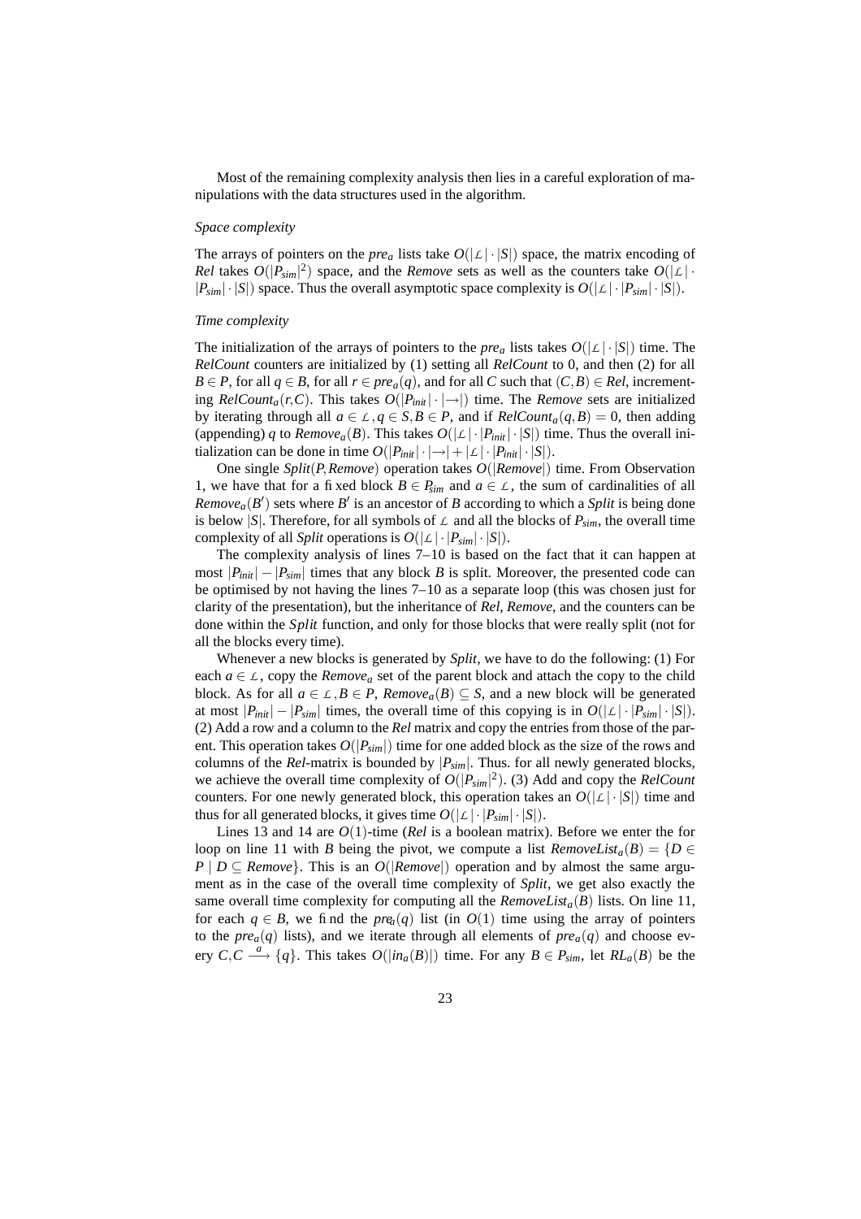Most of the remaining complexity analysis then lies in a careful exploration of manipulations with the data structures used in the algorithm.

*Space complexity*

The arrays of pointers on the $pre_a$ lists take $O(|\mathcal{L}| \cdot |S|)$ space, the matrix encoding of *Rel* takes $O(|P_{sim}|^2)$ space, and the *Remove* sets as well as the counters take $O(|\mathcal{L}| \cdot |P_{sim}| \cdot |S|)$ space. Thus the overall asymptotic space complexity is $O(|\mathcal{L}| \cdot |P_{sim}| \cdot |S|)$.

*Time complexity*

The initialization of the arrays of pointers to the $pre_a$ lists takes $O(|\mathcal{L}| \cdot |S|)$ time. The *RelCount* counters are initialized by (1) setting all *RelCount* to 0, and then (2) for all $B \in P$, for all $q \in B$, for all $r \in pre_a(q)$, and for all $C$ such that $(C,B) \in Rel$, incrementing $RelCount_a(r,C)$. This takes $O(|P_{init}| \cdot |\rightarrow|)$ time. The *Remove* sets are initialized by iterating through all $a \in \mathcal{L}, q \in S, B \in P$, and if $RelCount_a(q,B) = 0$, then adding (appending) $q$ to $Remove_a(B)$. This takes $O(|\mathcal{L}| \cdot |P_{init}| \cdot |S|)$ time. Thus the overall initialization can be done in time $O(|P_{init}| \cdot |\rightarrow| + |\mathcal{L}| \cdot |P_{init}| \cdot |S|)$.

One single $Split(P, Remove)$ operation takes $O(|Remove|)$ time. From Observation 1, we have that for a fixed block $B \in P_{sim}$ and $a \in \mathcal{L}$, the sum of cardinalities of all $Remove_a(B')$ sets where $B'$ is an ancestor of $B$ according to which a *Split* is being done is below $|S|$. Therefore, for all symbols of $\mathcal{L}$ and all the blocks of $P_{sim}$, the overall time complexity of all *Split* operations is $O(|\mathcal{L}| \cdot |P_{sim}| \cdot |S|)$.

The complexity analysis of lines 7–10 is based on the fact that it can happen at most $|P_{init}| - |P_{sim}|$ times that any block $B$ is split. Moreover, the presented code can be optimised by not having the lines 7–10 as a separate loop (this was chosen just for clarity of the presentation), but the inheritance of *Rel*, *Remove*, and the counters can be done within the *Split* function, and only for those blocks that were really split (not for all the blocks every time).

Whenever a new blocks is generated by *Split*, we have to do the following: (1) For each $a \in \mathcal{L}$, copy the $Remove_a$ set of the parent block and attach the copy to the child block. As for all $a \in \mathcal{L}, B \in P$, $Remove_a(B) \subseteq S$, and a new block will be generated at most $|P_{init}| - |P_{sim}|$ times, the overall time of this copying is in $O(|\mathcal{L}| \cdot |P_{sim}| \cdot |S|)$. (2) Add a row and a column to the *Rel* matrix and copy the entries from those of the parent. This operation takes $O(|P_{sim}|)$ time for one added block as the size of the rows and columns of the *Rel*-matrix is bounded by $|P_{sim}|$. Thus. for all newly generated blocks, we achieve the overall time complexity of $O(|P_{sim}|^2)$. (3) Add and copy the *RelCount* counters. For one newly generated block, this operation takes an $O(|\mathcal{L}| \cdot |S|)$ time and thus for all generated blocks, it gives time $O(|\mathcal{L}| \cdot |P_{sim}| \cdot |S|)$.

Lines 13 and 14 are $O(1)$-time (*Rel* is a boolean matrix). Before we enter the for loop on line 11 with $B$ being the pivot, we compute a list $RemoveList_a(B) = \{D \in P \mid D \subseteq Remove\}$. This is an $O(|Remove|)$ operation and by almost the same argument as in the case of the overall time complexity of *Split*, we get also exactly the same overall time complexity for computing all the $RemoveList_a(B)$ lists. On line 11, for each $q \in B$, we find the $pre_a(q)$ list (in $O(1)$ time using the array of pointers to the $pre_a(q)$ lists), and we iterate through all elements of $pre_a(q)$ and choose every $C, C \xrightarrow{a} \{q\}$. This takes $O(|in_a(B)|)$ time. For any $B \in P_{sim}$, let $RL_a(B)$ be the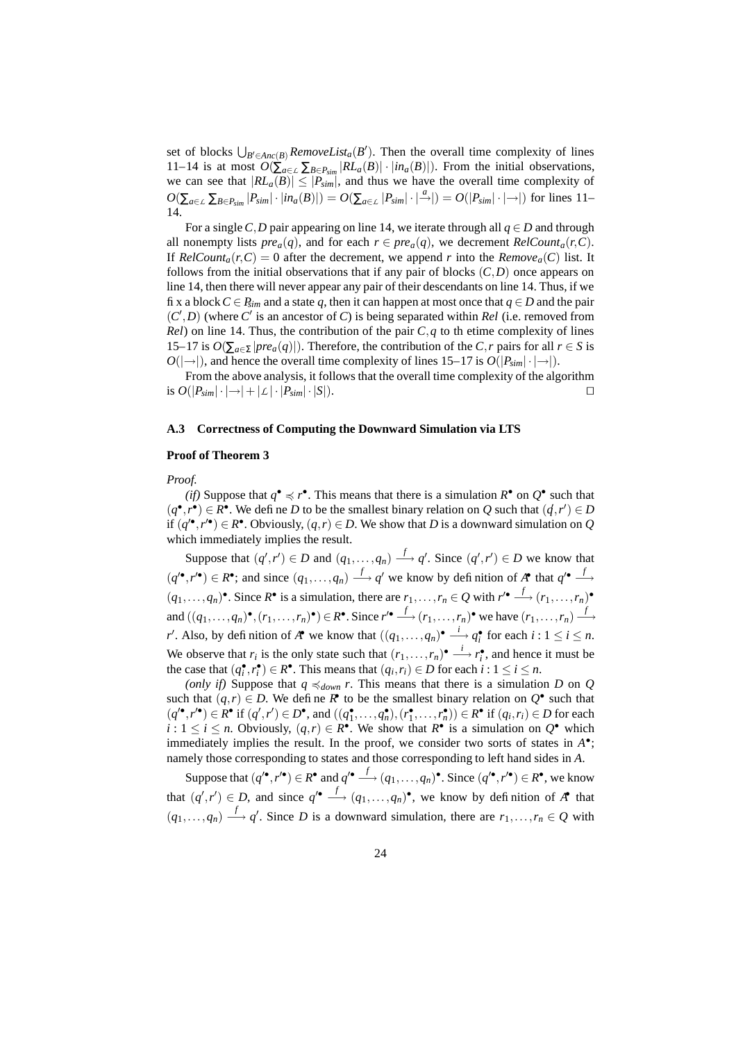set of blocks $\bigcup_{B' \in Anc(B)} RemoveList_a(B')$. Then the overall time complexity of lines 11–14 is at most $O(\sum_{a \in \mathcal{L}} \sum_{B \in P_{sim}} |RL_a(B)| \cdot |in_a(B)|)$. From the initial observations, we can see that $|RL_a(B)| \leq |P_{sim}|$, and thus we have the overall time complexity of $O(\sum_{a \in \mathcal{L}} \sum_{B \in P_{sim}} |P_{sim}| \cdot |in_a(B)|) = O(\sum_{a \in \mathcal{L}} |P_{sim}| \cdot |\xrightarrow{a}|) = O(|P_{sim}| \cdot |\rightarrow|)$ for lines 11–14.

For a single $C, D$ pair appearing on line 14, we iterate through all $q \in D$ and through all nonempty lists $pre_a(q)$, and for each $r \in pre_a(q)$, we decrement $RelCount_a(r, C)$. If $RelCount_a(r, C) = 0$ after the decrement, we append $r$ into the $Remove_a(C)$ list. It follows from the initial observations that if any pair of blocks $(C, D)$ once appears on line 14, then there will never appear any pair of their descendants on line 14. Thus, if we fix a block $C \in P_{sim}$ and a state $q$, then it can happen at most once that $q \in D$ and the pair $(C', D)$ (where $C'$ is an ancestor of $C$) is being separated within $Rel$ (i.e. removed from $Rel$) on line 14. Thus, the contribution of the pair $C, q$ to th etime complexity of lines 15–17 is $O(\sum_{a \in \Sigma} |pre_a(q)|)$. Therefore, the contribution of the $C, r$ pairs for all $r \in S$ is $O(|\rightarrow|)$, and hence the overall time complexity of lines 15–17 is $O(|P_{sim}| \cdot |\rightarrow|)$.

From the above analysis, it follows that the overall time complexity of the algorithm is $O(|P_{sim}| \cdot |\rightarrow| + |\mathcal{L}| \cdot |P_{sim}| \cdot |S|)$. $\square$

### A.3 Correctness of Computing the Downward Simulation via LTS

**Proof of Theorem 3**

*Proof.*

*(if)* Suppose that $q^\bullet \preccurlyeq r^\bullet$. This means that there is a simulation $R^\bullet$ on $Q^\bullet$ such that $(q^\bullet, r^\bullet) \in R^\bullet$. We define $D$ to be the smallest binary relation on $Q$ such that $(q', r') \in D$ if $(q'^\bullet, r'^\bullet) \in R^\bullet$. Obviously, $(q, r) \in D$. We show that $D$ is a downward simulation on $Q$ which immediately implies the result.

Suppose that $(q', r') \in D$ and $(q_1, \ldots, q_n) \xrightarrow{f} q'$. Since $(q', r') \in D$ we know that $(q'^\bullet, r'^\bullet) \in R^\bullet$; and since $(q_1, \ldots, q_n) \xrightarrow{f} q'$ we know by definition of $A^\bullet$ that $q'^\bullet \xrightarrow{f} (q_1, \ldots, q_n)^\bullet$. Since $R^\bullet$ is a simulation, there are $r_1, \ldots, r_n \in Q$ with $r'^\bullet \xrightarrow{f} (r_1, \ldots, r_n)^\bullet$ and $((q_1, \ldots, q_n)^\bullet, (r_1, \ldots, r_n)^\bullet) \in R^\bullet$. Since $r'^\bullet \xrightarrow{f} (r_1, \ldots, r_n)^\bullet$ we have $(r_1, \ldots, r_n) \xrightarrow{f} r'$. Also, by definition of $A^\bullet$ we know that $((q_1, \ldots, q_n)^\bullet \xrightarrow{i} q_i^\bullet$ for each $i : 1 \leq i \leq n$. We observe that $r_i$ is the only state such that $(r_1, \ldots, r_n)^\bullet \xrightarrow{i} r_i^\bullet$, and hence it must be the case that $(q_i^\bullet, r_i^\bullet) \in R^\bullet$. This means that $(q_i, r_i) \in D$ for each $i : 1 \leq i \leq n$.

*(only if)* Suppose that $q \preccurlyeq_{down} r$. This means that there is a simulation $D$ on $Q$ such that $(q, r) \in D$. We define $R^\bullet$ to be the smallest binary relation on $Q^\bullet$ such that $(q'^\bullet, r'^\bullet) \in R^\bullet$ if $(q', r') \in D^\bullet$, and $((q_1^\bullet, \ldots, q_n^\bullet), (r_1^\bullet, \ldots, r_n^\bullet)) \in R^\bullet$ if $(q_i, r_i) \in D$ for each $i : 1 \leq i \leq n$. Obviously, $(q, r) \in R^\bullet$. We show that $R^\bullet$ is a simulation on $Q^\bullet$ which immediately implies the result. In the proof, we consider two sorts of states in $A^\bullet$; namely those corresponding to states and those corresponding to left hand sides in $A$.

Suppose that $(q'^\bullet, r'^\bullet) \in R^\bullet$ and $q'^\bullet \xrightarrow{f} (q_1, \ldots, q_n)^\bullet$. Since $(q'^\bullet, r'^\bullet) \in R^\bullet$, we know that $(q', r') \in D$, and since $q'^\bullet \xrightarrow{f} (q_1, \ldots, q_n)^\bullet$, we know by definition of $A^\bullet$ that $(q_1, \ldots, q_n) \xrightarrow{f} q'$. Since $D$ is a downward simulation, there are $r_1, \ldots, r_n \in Q$ with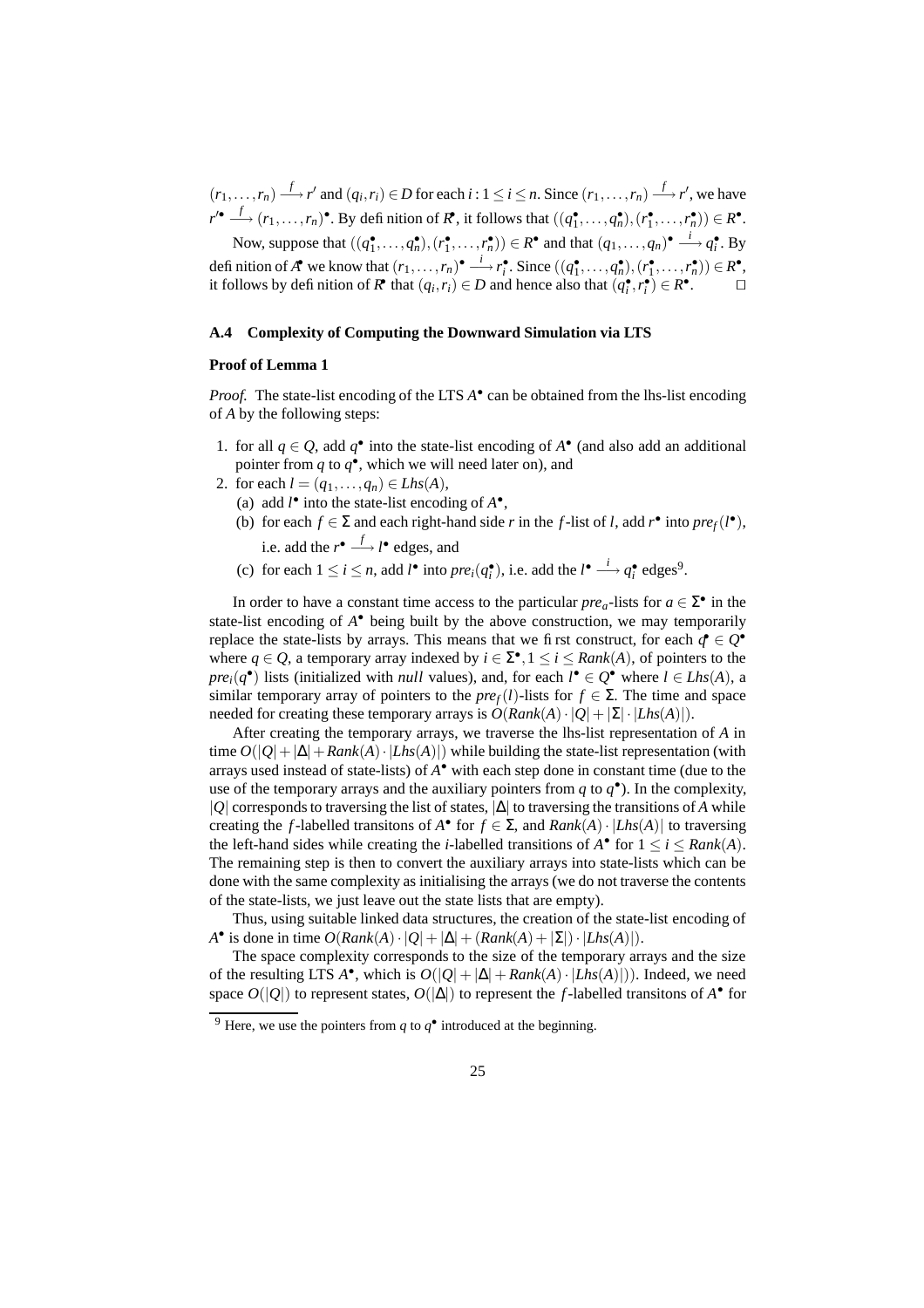$(r_1,\dots,r_n) \xrightarrow{f} r'$ and $(q_i,r_i) \in D$ for each $i : 1 \le i \le n$. Since $(r_1,\dots,r_n) \xrightarrow{f} r'$, we have $r'^{\bullet} \xrightarrow{f} (r_1,\dots,r_n)^{\bullet}$. By definition of $R^{\bullet}$, it follows that $((q_1^{\bullet},\dots,q_n^{\bullet}),(r_1^{\bullet},\dots,r_n^{\bullet})) \in R^{\bullet}$.

Now, suppose that $((q_1^{\bullet},\dots,q_n^{\bullet}),(r_1^{\bullet},\dots,r_n^{\bullet})) \in R^{\bullet}$ and that $(q_1,\dots,q_n)^{\bullet} \xrightarrow{i} q_i^{\bullet}$. By definition of $A^{\bullet}$ we know that $(r_1,\dots,r_n)^{\bullet} \xrightarrow{i} r_i^{\bullet}$. Since $((q_1^{\bullet},\dots,q_n^{\bullet}),(r_1^{\bullet},\dots,r_n^{\bullet})) \in R^{\bullet}$, it follows by definition of $R^{\bullet}$ that $(q_i,r_i) \in D$ and hence also that $(q_i^{\bullet},r_i^{\bullet}) \in R^{\bullet}$. □

### A.4 Complexity of Computing the Downward Simulation via LTS

**Proof of Lemma 1**

*Proof.* The state-list encoding of the LTS $A^{\bullet}$ can be obtained from the lhs-list encoding of $A$ by the following steps:

1. for all $q \in Q$, add $q^{\bullet}$ into the state-list encoding of $A^{\bullet}$ (and also add an additional pointer from $q$ to $q^{\bullet}$, which we will need later on), and
2. for each $l = (q_1,\dots,q_n) \in Lhs(A)$,
   (a) add $l^{\bullet}$ into the state-list encoding of $A^{\bullet}$,
   (b) for each $f \in \Sigma$ and each right-hand side $r$ in the $f$-list of $l$, add $r^{\bullet}$ into $pre_f(l^{\bullet})$, i.e. add the $r^{\bullet} \xrightarrow{f} l^{\bullet}$ edges, and
   (c) for each $1 \le i \le n$, add $l^{\bullet}$ into $pre_i(q_i^{\bullet})$, i.e. add the $l^{\bullet} \xrightarrow{i} q_i^{\bullet}$ edges[9].

In order to have a constant time access to the particular $pre_a$-lists for $a \in \Sigma^{\bullet}$ in the state-list encoding of $A^{\bullet}$ being built by the above construction, we may temporarily replace the state-lists by arrays. This means that we first construct, for each $q^{\bullet} \in Q^{\bullet}$ where $q \in Q$, a temporary array indexed by $i \in \Sigma^{\bullet}, 1 \le i \le Rank(A)$, of pointers to the $pre_i(q^{\bullet})$ lists (initialized with *null* values), and, for each $l^{\bullet} \in Q^{\bullet}$ where $l \in Lhs(A)$, a similar temporary array of pointers to the $pre_f(l)$-lists for $f \in \Sigma$. The time and space needed for creating these temporary arrays is $O(Rank(A) \cdot |Q| + |\Sigma| \cdot |Lhs(A)|)$.

After creating the temporary arrays, we traverse the lhs-list representation of $A$ in time $O(|Q| + |\Delta| + Rank(A) \cdot |Lhs(A)|)$ while building the state-list representation (with arrays used instead of state-lists) of $A^{\bullet}$ with each step done in constant time (due to the use of the temporary arrays and the auxiliary pointers from $q$ to $q^{\bullet}$). In the complexity, $|Q|$ corresponds to traversing the list of states, $|\Delta|$ to traversing the transitions of $A$ while creating the $f$-labelled transitons of $A^{\bullet}$ for $f \in \Sigma$, and $Rank(A) \cdot |Lhs(A)|$ to traversing the left-hand sides while creating the $i$-labelled transitions of $A^{\bullet}$ for $1 \le i \le Rank(A)$. The remaining step is then to convert the auxiliary arrays into state-lists which can be done with the same complexity as initialising the arrays (we do not traverse the contents of the state-lists, we just leave out the state lists that are empty).

Thus, using suitable linked data structures, the creation of the state-list encoding of $A^{\bullet}$ is done in time $O(Rank(A) \cdot |Q| + |\Delta| + (Rank(A) + |\Sigma|) \cdot |Lhs(A)|)$.

The space complexity corresponds to the size of the temporary arrays and the size of the resulting LTS $A^{\bullet}$, which is $O(|Q| + |\Delta| + Rank(A) \cdot |Lhs(A)|))$. Indeed, we need space $O(|Q|)$ to represent states, $O(|\Delta|)$ to represent the $f$-labelled transitons of $A^{\bullet}$ for

[9] Here, we use the pointers from $q$ to $q^{\bullet}$ introduced at the beginning.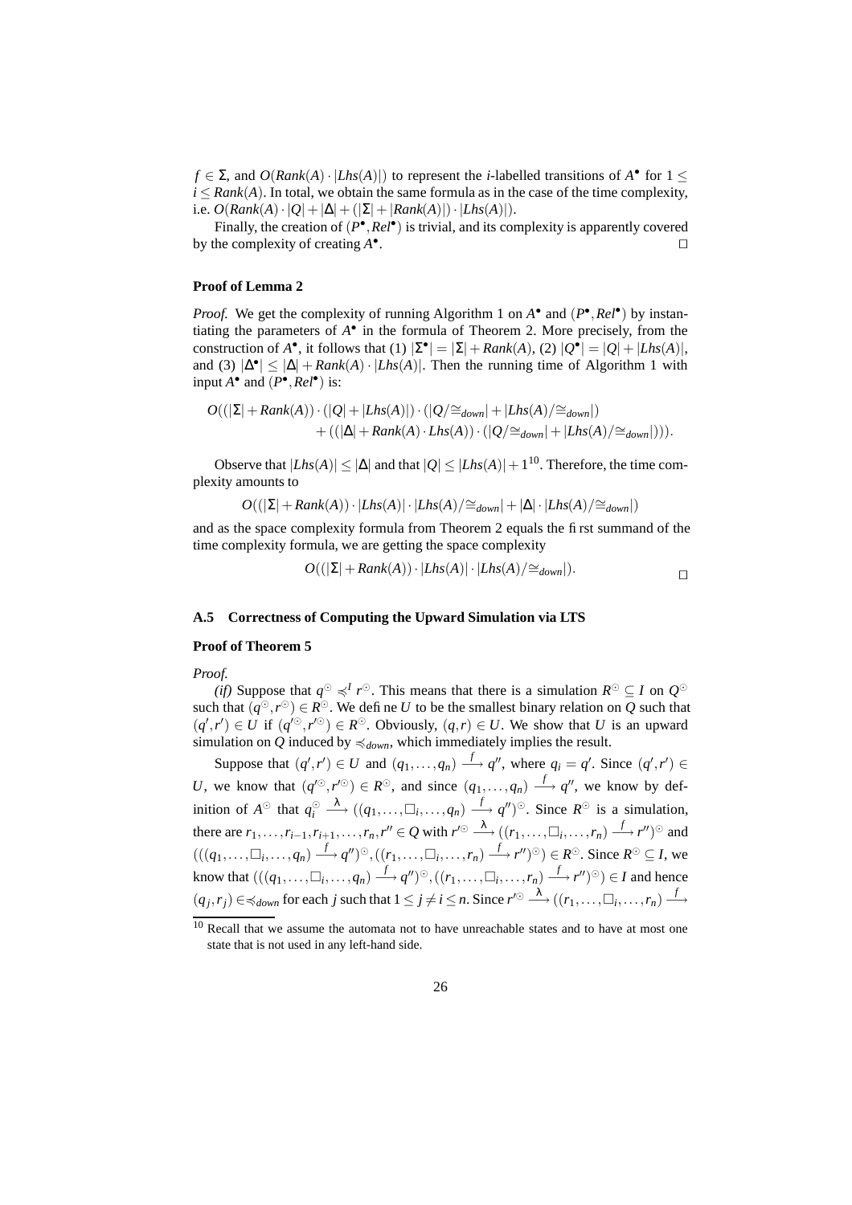$f \in \Sigma$, and $O(Rank(A) \cdot |Lhs(A)|)$ to represent the $i$-labelled transitions of $A^\bullet$ for $1 \leq i \leq Rank(A)$. In total, we obtain the same formula as in the case of the time complexity, i.e. $O(Rank(A) \cdot |Q| + |\Delta| + (|\Sigma| + |Rank(A)|) \cdot |Lhs(A)|)$.

Finally, the creation of $(P^\bullet, Rel^\bullet)$ is trivial, and its complexity is apparently covered by the complexity of creating $A^\bullet$. □

### Proof of Lemma 2

*Proof.* We get the complexity of running Algorithm 1 on $A^\bullet$ and $(P^\bullet, Rel^\bullet)$ by instantiating the parameters of $A^\bullet$ in the formula of Theorem 2. More precisely, from the construction of $A^\bullet$, it follows that (1) $|\Sigma^\bullet| = |\Sigma| + Rank(A)$, (2) $|Q^\bullet| = |Q| + |Lhs(A)|$, and (3) $|\Delta^\bullet| \leq |\Delta| + Rank(A) \cdot |Lhs(A)|$. Then the running time of Algorithm 1 with input $A^\bullet$ and $(P^\bullet, Rel^\bullet)$ is:

$$O((|\Sigma| + Rank(A)) \cdot (|Q| + |Lhs(A)|) \cdot (|Q/\cong_{down}| + |Lhs(A)/\cong_{down}|) \\ + ((|\Delta| + Rank(A) \cdot Lhs(A)) \cdot (|Q/\cong_{down}| + |Lhs(A)/\cong_{down}|))).$$

Observe that $|Lhs(A)| \leq |\Delta|$ and that $|Q| \leq |Lhs(A)| + 1$[10]. Therefore, the time complexity amounts to

$$O((|\Sigma| + Rank(A)) \cdot |Lhs(A)| \cdot |Lhs(A)/\cong_{down}| + |\Delta| \cdot |Lhs(A)/\cong_{down}|)$$

and as the space complexity formula from Theorem 2 equals the first summand of the time complexity formula, we are getting the space complexity

$$O((|\Sigma| + Rank(A)) \cdot |Lhs(A)| \cdot |Lhs(A)/\cong_{down}|).$$

□

## A.5 Correctness of Computing the Upward Simulation via LTS

### Proof of Theorem 5

*Proof.*

*(if)* Suppose that $q^\odot \preccurlyeq^I r^\odot$. This means that there is a simulation $R^\odot \subseteq I$ on $Q^\odot$ such that $(q^\odot, r^\odot) \in R^\odot$. We define $U$ to be the smallest binary relation on $Q$ such that $(q', r') \in U$ if $(q'^\odot, r'^\odot) \in R^\odot$. Obviously, $(q, r) \in U$. We show that $U$ is an upward simulation on $Q$ induced by $\preccurlyeq_{down}$, which immediately implies the result.

Suppose that $(q', r') \in U$ and $(q_1, \ldots, q_n) \xrightarrow{f} q''$, where $q_i = q'$. Since $(q', r') \in U$, we know that $(q'^\odot, r'^\odot) \in R^\odot$, and since $(q_1, \ldots, q_n) \xrightarrow{f} q''$, we know by definition of $A^\odot$ that $q_i^\odot \xrightarrow{\lambda} ((q_1, \ldots, \Box_i, \ldots, q_n) \xrightarrow{f} q'')^\odot$. Since $R^\odot$ is a simulation, there are $r_1, \ldots, r_{i-1}, r_{i+1}, \ldots, r_n, r'' \in Q$ with $r'^\odot \xrightarrow{\lambda} ((r_1, \ldots, \Box_i, \ldots, r_n) \xrightarrow{f} r'')^\odot$ and $(((q_1, \ldots, \Box_i, \ldots, q_n) \xrightarrow{f} q'')^\odot, ((r_1, \ldots, \Box_i, \ldots, r_n) \xrightarrow{f} r'')^\odot) \in R^\odot$. Since $R^\odot \subseteq I$, we know that $(((q_1, \ldots, \Box_i, \ldots, q_n) \xrightarrow{f} q'')^\odot, ((r_1, \ldots, \Box_i, \ldots, r_n) \xrightarrow{f} r'')^\odot) \in I$ and hence $(q_j, r_j) \in \preccurlyeq_{down}$ for each $j$ such that $1 \leq j \neq i \leq n$. Since $r'^\odot \xrightarrow{\lambda} ((r_1, \ldots, \Box_i, \ldots, r_n) \xrightarrow{f}$

[10] Recall that we assume the automata not to have unreachable states and to have at most one state that is not used in any left-hand side.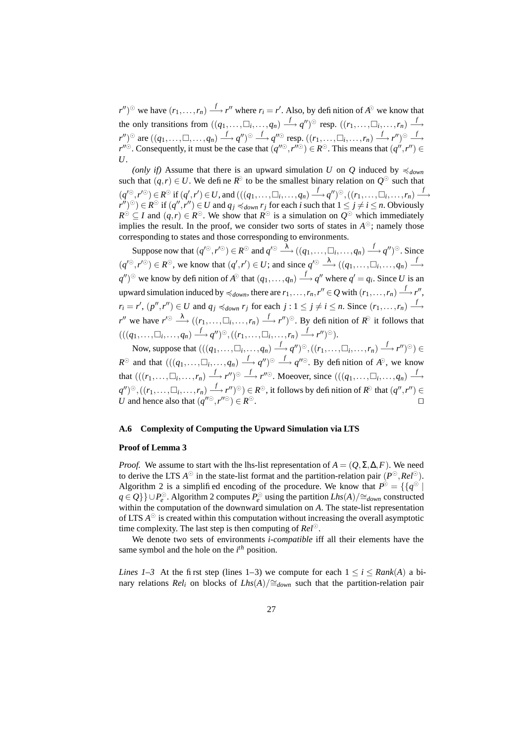$r'')^{\odot}$ we have $(r_1,\ldots,r_n) \xrightarrow{f} r''$ where $r_i = r'$. Also, by definition of $A^{\odot}$ we know that the only transitions from $((q_1,\ldots,\Box_i,\ldots,q_n) \xrightarrow{f} q'')^{\odot}$ resp. $((r_1,\ldots,\Box_i,\ldots,r_n) \xrightarrow{f} r'')^{\odot}$ are $((q_1,\ldots,\Box,\ldots,q_n) \xrightarrow{f} q'')^{\odot} \xrightarrow{f} q''^{\odot}$ resp. $((r_1,\ldots,\Box_i,\ldots,r_n) \xrightarrow{f} r'')^{\odot} \xrightarrow{f} r''^{\odot}$. Consequently, it must be the case that $(q''^{\odot}, r''^{\odot}) \in R^{\odot}$. This means that $(q'',r'') \in U$.

*(only if)* Assume that there is an upward simulation $U$ on $Q$ induced by $\preccurlyeq_{down}$ such that $(q,r) \in U$. We define $R^{\odot}$ to be the smallest binary relation on $Q^{\odot}$ such that $(q'^{\odot}, r'^{\odot}) \in R^{\odot}$ if $(q',r') \in U$, and $(((q_1,\ldots,\Box_i,\ldots,q_n) \xrightarrow{f} q'')^{\odot}, ((r_1,\ldots,\Box_i,\ldots,r_n) \xrightarrow{f} r'')^{\odot}) \in R^{\odot}$ if $(q'',r'') \in U$ and $q_j \preccurlyeq_{down} r_j$ for each $i$ such that $1 \le j \ne i \le n$. Obviously $R^{\odot} \subseteq I$ and $(q,r) \in R^{\odot}$. We show that $R^{\odot}$ is a simulation on $Q^{\odot}$ which immediately implies the result. In the proof, we consider two sorts of states in $A^{\odot}$; namely those corresponding to states and those corresponding to environments.

Suppose now that $(q'^{\odot}, r'^{\odot}) \in R^{\odot}$ and $q'^{\odot} \xrightarrow{\lambda} ((q_1,\ldots,\Box_i,\ldots,q_n) \xrightarrow{f} q'')^{\odot}$. Since $(q'^{\odot}, r'^{\odot}) \in R^{\odot}$, we know that $(q',r') \in U$; and since $q'^{\odot} \xrightarrow{\lambda} ((q_1,\ldots,\Box_i,\ldots,q_n) \xrightarrow{f} q'')^{\odot}$ we know by definition of $A^{\odot}$ that $(q_1,\ldots,q_n) \xrightarrow{f} q''$ where $q' = q_i$. Since $U$ is an upward simulation induced by $\preccurlyeq_{down}$, there are $r_1,\ldots,r_n,r'' \in Q$ with $(r_1,\ldots,r_n) \xrightarrow{f} r''$, $r_i = r'$, $(p'',r'') \in U$ and $q_j \preccurlyeq_{down} r_j$ for each $j : 1 \le j \ne i \le n$. Since $(r_1,\ldots,r_n) \xrightarrow{f} r''$ we have $r'^{\odot} \xrightarrow{\lambda} ((r_1,\ldots,\Box_i,\ldots,r_n) \xrightarrow{f} r'')^{\odot}$. By definition of $R^{\odot}$ it follows that $(((q_1,\ldots,\Box_i,\ldots,q_n) \xrightarrow{f} q'')^{\odot}, ((r_1,\ldots,\Box_i,\ldots,r_n) \xrightarrow{f} r'')^{\odot})$.

Now, suppose that $(((q_1,\ldots,\Box_i,\ldots,q_n) \xrightarrow{f} q'')^{\odot}, ((r_1,\ldots,\Box_i,\ldots,r_n) \xrightarrow{f} r'')^{\odot}) \in R^{\odot}$ and that $(((q_1,\ldots,\Box_i,\ldots,q_n) \xrightarrow{f} q'')^{\odot} \xrightarrow{f} q''^{\odot}$. By definition of $A^{\odot}$, we know that $(((r_1,\ldots,\Box_i,\ldots,r_n) \xrightarrow{f} r'')^{\odot} \xrightarrow{f} r''^{\odot}$. Moeover, since $(((q_1,\ldots,\Box_i,\ldots,q_n) \xrightarrow{f} q'')^{\odot}, ((r_1,\ldots,\Box_i,\ldots,r_n) \xrightarrow{f} r'')^{\odot}) \in R^{\odot}$, it follows by definition of $R^{\odot}$ that $(q'',r'') \in U$ and hence also that $(q''^{\odot}, r''^{\odot}) \in R^{\odot}$. □

### A.6 Complexity of Computing the Upward Simulation via LTS

**Proof of Lemma 3**

*Proof.* We assume to start with the lhs-list representation of $A = (Q,\Sigma,\Delta,F)$. We need to derive the LTS $A^{\odot}$ in the state-list format and the partition-relation pair $(P^{\odot}, Rel^{\odot})$. Algorithm 2 is a simplified encoding of the procedure. We know that $P^{\odot} = \{\{q^{\odot} \mid q \in Q\}\} \cup P^{\odot}_e$. Algorithm 2 computes $P^{\odot}_e$ using the partition $Lhs(A)/\cong_{down}$ constructed within the computation of the downward simulation on $A$. The state-list representation of LTS $A^{\odot}$ is created within this computation without increasing the overall asymptotic time complexity. The last step is then computing of $Rel^{\odot}$.

We denote two sets of environments *i-compatible* iff all their elements have the same symbol and the hole on the $i^{th}$ position.

*Lines 1–3* At the first step (lines 1–3) we compute for each $1 \le i \le Rank(A)$ a binary relations $Rel_i$ on blocks of $Lhs(A)/\cong_{down}$ such that the partition-relation pair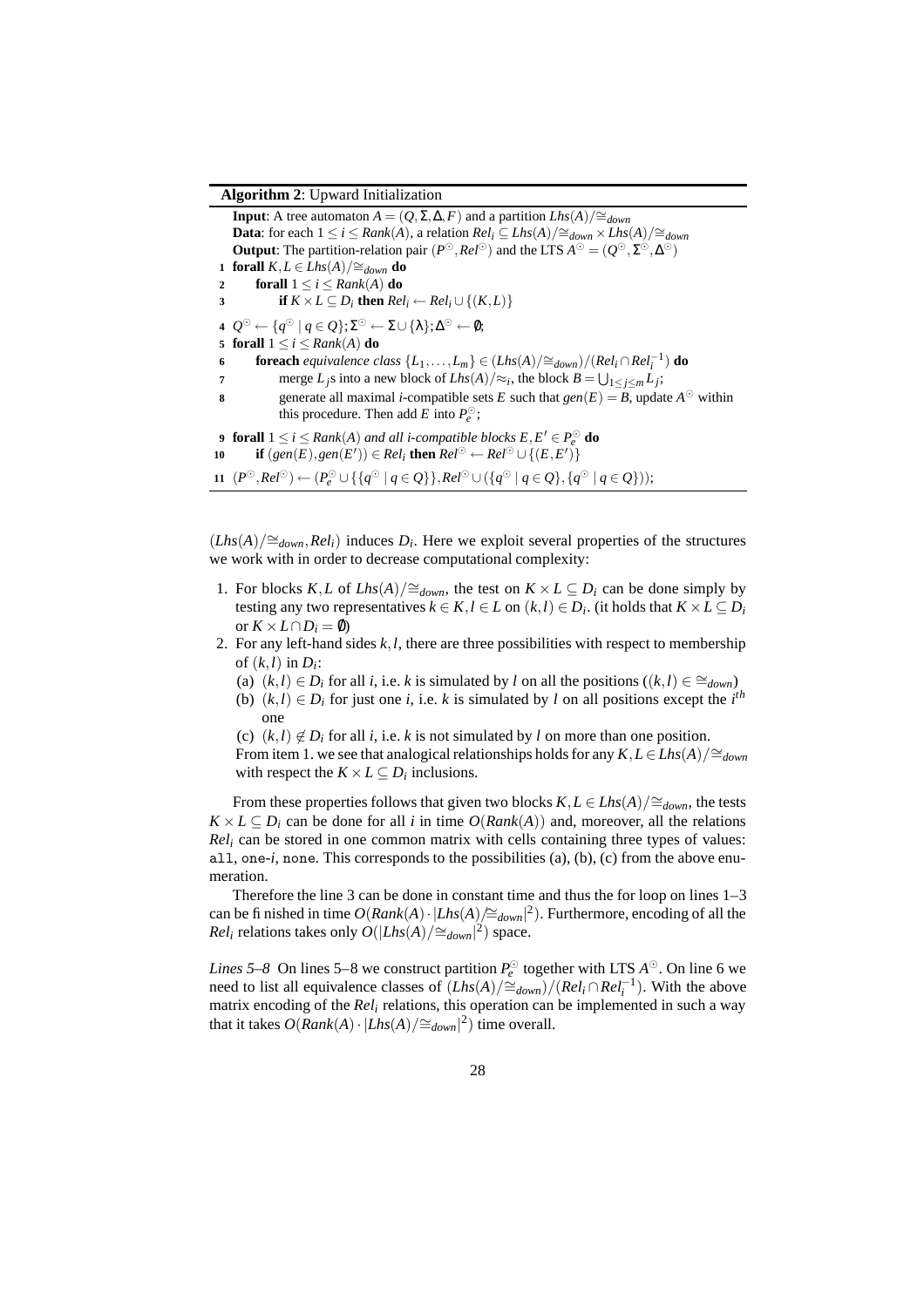**Algorithm 2**: Upward Initialization

```
Input: A tree automaton A = (Q, Σ, Δ, F) and a partition Lhs(A)/≅_down
Data: for each 1 ≤ i ≤ Rank(A), a relation Rel_i ⊆ Lhs(A)/≅_down × Lhs(A)/≅_down
Output: The partition-relation pair (P^⊙, Rel^⊙) and the LTS A^⊙ = (Q^⊙, Σ^⊙, Δ^⊙)
1  forall K, L ∈ Lhs(A)/≅_down do
2      forall 1 ≤ i ≤ Rank(A) do
3          if K × L ⊆ D_i then Rel_i ← Rel_i ∪ {(K, L)}
4  Q^⊙ ← {q^⊙ | q ∈ Q}; Σ^⊙ ← Σ ∪ {λ}; Δ^⊙ ← ∅;
5  forall 1 ≤ i ≤ Rank(A) do
6      foreach equivalence class {L_1, ..., L_m} ∈ (Lhs(A)/≅_down)/(Rel_i ∩ Rel_i^{-1}) do
7          merge L_j s into a new block of Lhs(A)/≈_i, the block B = ⋃_{1≤j≤m} L_j;
8          generate all maximal i-compatible sets E such that gen(E) = B, update A^⊙ within
           this procedure. Then add E into P_e^⊙;
9  forall 1 ≤ i ≤ Rank(A) and all i-compatible blocks E, E' ∈ P_e^⊙ do
10     if (gen(E), gen(E')) ∈ Rel_i then Rel^⊙ ← Rel^⊙ ∪ {(E, E')}
11 (P^⊙, Rel^⊙) ← (P_e^⊙ ∪ {{q^⊙ | q ∈ Q}}, Rel^⊙ ∪ ({q^⊙ | q ∈ Q}, {q^⊙ | q ∈ Q}));
```

$(Lhs(A)/\cong_{down}, Rel_i)$ induces $D_i$. Here we exploit several properties of the structures we work with in order to decrease computational complexity:

1. For blocks $K, L$ of $Lhs(A)/\cong_{down}$, the test on $K \times L \subseteq D_i$ can be done simply by testing any two representatives $k \in K, l \in L$ on $(k,l) \in D_i$. (it holds that $K \times L \subseteq D_i$ or $K \times L \cap D_i = \emptyset$)
2. For any left-hand sides $k, l$, there are three possibilities with respect to membership of $(k,l)$ in $D_i$:
   (a) $(k,l) \in D_i$ for all $i$, i.e. $k$ is simulated by $l$ on all the positions ($(k,l) \in \cong_{down}$)
   (b) $(k,l) \in D_i$ for just one $i$, i.e. $k$ is simulated by $l$ on all positions except the $i^{th}$ one
   (c) $(k,l) \notin D_i$ for all $i$, i.e. $k$ is not simulated by $l$ on more than one position.
   From item 1. we see that analogical relationships holds for any $K, L \in Lhs(A)/\cong_{down}$ with respect the $K \times L \subseteq D_i$ inclusions.

From these properties follows that given two blocks $K, L \in Lhs(A)/\cong_{down}$, the tests $K \times L \subseteq D_i$ can be done for all $i$ in time $O(Rank(A))$ and, moreover, all the relations $Rel_i$ can be stored in one common matrix with cells containing three types of values: `all`, `one`-$i$, `none`. This corresponds to the possibilities (a), (b), (c) from the above enumeration.

Therefore the line 3 can be done in constant time and thus the for loop on lines 1–3 can be finished in time $O(Rank(A) \cdot |Lhs(A)/\cong_{down}|^2)$. Furthermore, encoding of all the $Rel_i$ relations takes only $O(|Lhs(A)/\cong_{down}|^2)$ space.

*Lines 5–8* On lines 5–8 we construct partition $P_e^{\odot}$ together with LTS $A^{\odot}$. On line 6 we need to list all equivalence classes of $(Lhs(A)/\cong_{down})/(Rel_i \cap Rel_i^{-1})$. With the above matrix encoding of the $Rel_i$ relations, this operation can be implemented in such a way that it takes $O(Rank(A) \cdot |Lhs(A)/\cong_{down}|^2)$ time overall.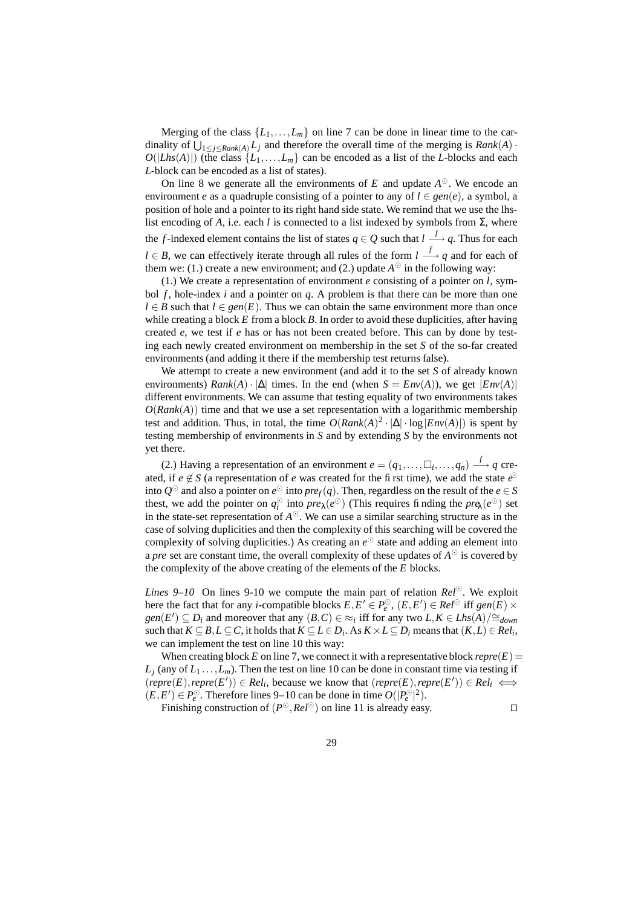Merging of the class $\{L_1, \dots, L_m\}$ on line 7 can be done in linear time to the cardinality of $\bigcup_{1 \le j \le Rank(A)} L_j$ and therefore the overall time of the merging is $Rank(A) \cdot O(|Lhs(A)|)$ (the class $\{L_1, \dots, L_m\}$ can be encoded as a list of the $L$-blocks and each $L$-block can be encoded as a list of states).

On line 8 we generate all the environments of $E$ and update $A^{\odot}$. We encode an environment $e$ as a quadruple consisting of a pointer to any of $l \in gen(e)$, a symbol, a position of hole and a pointer to its right hand side state. We remind that we use the lhs-list encoding of $A$, i.e. each $l$ is connected to a list indexed by symbols from $\Sigma$, where the $f$-indexed element contains the list of states $q \in Q$ such that $l \xrightarrow{f} q$. Thus for each $l \in B$, we can effectively iterate through all rules of the form $l \xrightarrow{f} q$ and for each of them we: (1.) create a new environment; and (2.) update $A^{\odot}$ in the following way:

(1.) We create a representation of environment $e$ consisting of a pointer on $l$, symbol $f$, hole-index $i$ and a pointer on $q$. A problem is that there can be more than one $l \in B$ such that $l \in gen(E)$. Thus we can obtain the same environment more than once while creating a block $E$ from a block $B$. In order to avoid these duplicities, after having created $e$, we test if $e$ has or has not been created before. This can by done by testing each newly created environment on membership in the set $S$ of the so-far created environments (and adding it there if the membership test returns false).

We attempt to create a new environment (and add it to the set $S$ of already known environments) $Rank(A) \cdot |\Delta|$ times. In the end (when $S = Env(A)$), we get $|Env(A)|$ different environments. We can assume that testing equality of two environments takes $O(Rank(A))$ time and that we use a set representation with a logarithmic membership test and addition. Thus, in total, the time $O(Rank(A)^2 \cdot |\Delta| \cdot \log |Env(A)|)$ is spent by testing membership of environments in $S$ and by extending $S$ by the environments not yet there.

(2.) Having a representation of an environment $e = (q_1, \dots, \square_i, \dots, q_n) \xrightarrow{f} q$ created, if $e \notin S$ (a representation of $e$ was created for the first time), we add the state $e^{\odot}$ into $Q^{\odot}$ and also a pointer on $e^{\odot}$ into $pre_f(q)$. Then, regardless on the result of the $e \in S$ thest, we add the pointer on $q_i^{\odot}$ into $pre_\lambda(e^{\odot})$ (This requires finding the $pre_\lambda(e^{\odot})$ set in the state-set representation of $A^{\odot}$. We can use a similar searching structure as in the case of solving duplicities and then the complexity of this searching will be covered the complexity of solving duplicities.) As creating an $e^{\odot}$ state and adding an element into a $pre$ set are constant time, the overall complexity of these updates of $A^{\odot}$ is covered by the complexity of the above creating of the elements of the $E$ blocks.

*Lines 9–10* On lines 9-10 we compute the main part of relation $Rel^{\odot}$. We exploit here the fact that for any $i$-compatible blocks $E, E' \in P_e^{\odot}$, $(E, E') \in Rel^{\odot}$ iff $gen(E) \times gen(E') \subseteq D_i$ and moreover that any $(B, C) \in \approx_i$ iff for any two $L, K \in Lhs(A)/\cong_{down}$ such that $K \subseteq B, L \subseteq C$, it holds that $K \subseteq L \in D_i$. As $K \times L \subseteq D_i$ means that $(K, L) \in Rel_i$, we can implement the test on line 10 this way:

When creating block $E$ on line 7, we connect it with a representative block $repre(E) = L_j$ (any of $L_1 \dots, L_m$). Then the test on line 10 can be done in constant time via testing if $(repre(E), repre(E')) \in Rel_i$, because we know that $(repre(E), repre(E')) \in Rel_i \iff (E, E') \in P_e^{\odot}$. Therefore lines 9–10 can be done in time $O(|P_e^{\odot}|^2)$.

Finishing construction of $(P^{\odot}, Rel^{\odot})$ on line 11 is already easy. $\square$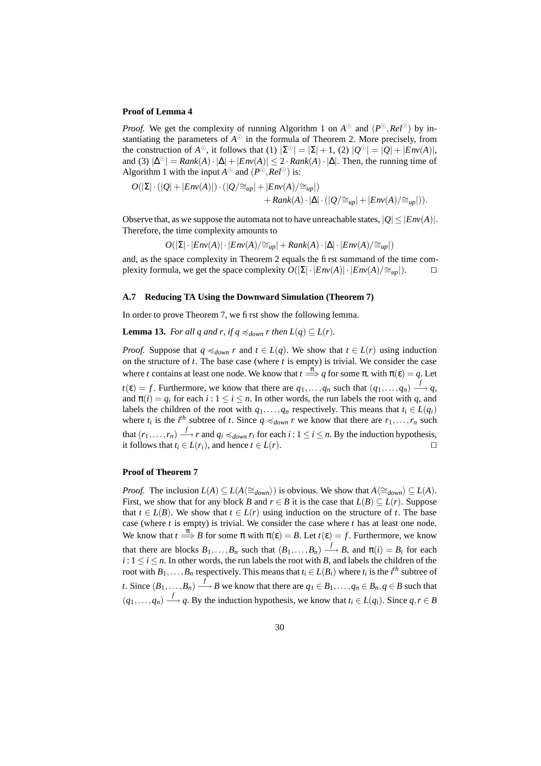**Proof of Lemma 4**

*Proof.* We get the complexity of running Algorithm 1 on $A^{\odot}$ and $(P^{\odot}, Rel^{\odot})$ by instantiating the parameters of $A^{\odot}$ in the formula of Theorem 2. More precisely, from the construction of $A^{\odot}$, it follows that (1) $|\Sigma^{\odot}| = |\Sigma| + 1$, (2) $|Q^{\odot}| = |Q| + |Env(A)|$, and (3) $|\Delta^{\odot}| = Rank(A) \cdot |\Delta| + |Env(A)| \leq 2 \cdot Rank(A) \cdot |\Delta|$. Then, the running time of Algorithm 1 with the input $A^{\odot}$ and $(P^{\odot}, Rel^{\odot})$ is:

$$O(|\Sigma| \cdot (|Q| + |Env(A)|) \cdot (|Q/\cong_{up}| + |Env(A)/\cong_{up}|) \\ + Rank(A) \cdot |\Delta| \cdot (|Q/\cong_{up}| + |Env(A)/\cong_{up}|)).$$

Observe that, as we suppose the automata not to have unreachable states, $|Q| \leq |Env(A)|$. Therefore, the time complexity amounts to

$$O(|\Sigma| \cdot |Env(A)| \cdot |Env(A)/\cong_{up}| + Rank(A) \cdot |\Delta| \cdot |Env(A)/\cong_{up}|)$$

and, as the space complexity in Theorem 2 equals the first summand of the time complexity formula, we get the space complexity $O(|\Sigma| \cdot |Env(A)| \cdot |Env(A)/\cong_{up}|)$. $\square$

### A.7 Reducing TA Using the Downward Simulation (Theorem 7)

In order to prove Theorem 7, we first show the following lemma.

**Lemma 13.** *For all $q$ and $r$, if $q \preccurlyeq_{down} r$ then $L(q) \subseteq L(r)$.*

*Proof.* Suppose that $q \preccurlyeq_{down} r$ and $t \in L(q)$. We show that $t \in L(r)$ using induction on the structure of $t$. The base case (where $t$ is empty) is trivial. We consider the case where $t$ contains at least one node. We know that $t \stackrel{\pi}{\Longrightarrow} q$ for some $\pi$. with $\pi(\varepsilon) = q$. Let $t(\varepsilon) = f$. Furthermore, we know that there are $q_1, \ldots, q_n$ such that $(q_1, \ldots, q_n) \stackrel{f}{\longrightarrow} q$, and $\pi(i) = q_i$ for each $i : 1 \leq i \leq n$. In other words, the run labels the root with $q$, and labels the children of the root with $q_1, \ldots, q_n$ respectively. This means that $t_i \in L(q_i)$ where $t_i$ is the $i^{th}$ subtree of $t$. Since $q \preccurlyeq_{down} r$ we know that there are $r_1, \ldots, r_n$ such that $(r_1, \ldots, r_n) \stackrel{f}{\longrightarrow} r$ and $q_i \preccurlyeq_{down} r_i$ for each $i : 1 \leq i \leq n$. By the induction hypothesis, it follows that $t_i \in L(r_i)$, and hence $t \in L(r)$. $\square$

**Proof of Theorem 7**

*Proof.* The inclusion $L(A) \subseteq L(A\langle\cong_{down}\rangle)$ is obvious. We show that $A\langle\cong_{down}\rangle \subseteq L(A)$. First, we show that for any block $B$ and $r \in B$ it is the case that $L(B) \subseteq L(r)$. Suppose that $t \in L(B)$. We show that $t \in L(r)$ using induction on the structure of $t$. The base case (where $t$ is empty) is trivial. We consider the case where $t$ has at least one node. We know that $t \stackrel{\pi}{\Longrightarrow} B$ for some $\pi$ with $\pi(\varepsilon) = B$. Let $t(\varepsilon) = f$. Furthermore, we know that there are blocks $B_1, \ldots, B_n$ such that $(B_1, \ldots, B_n) \stackrel{f}{\longrightarrow} B$, and $\pi(i) = B_i$ for each $i : 1 \leq i \leq n$. In other words, the run labels the root with $B$, and labels the children of the root with $B_1, \ldots, B_n$ respectively. This means that $t_i \in L(B_i)$ where $t_i$ is the $i^{th}$ subtree of $t$. Since $(B_1, \ldots, B_n) \stackrel{f}{\longrightarrow} B$ we know that there are $q_1 \in B_1, \ldots, q_n \in B_n, q \in B$ such that $(q_1, \ldots, q_n) \stackrel{f}{\longrightarrow} q$. By the induction hypothesis, we know that $t_i \in L(q_i)$. Since $q, r \in B$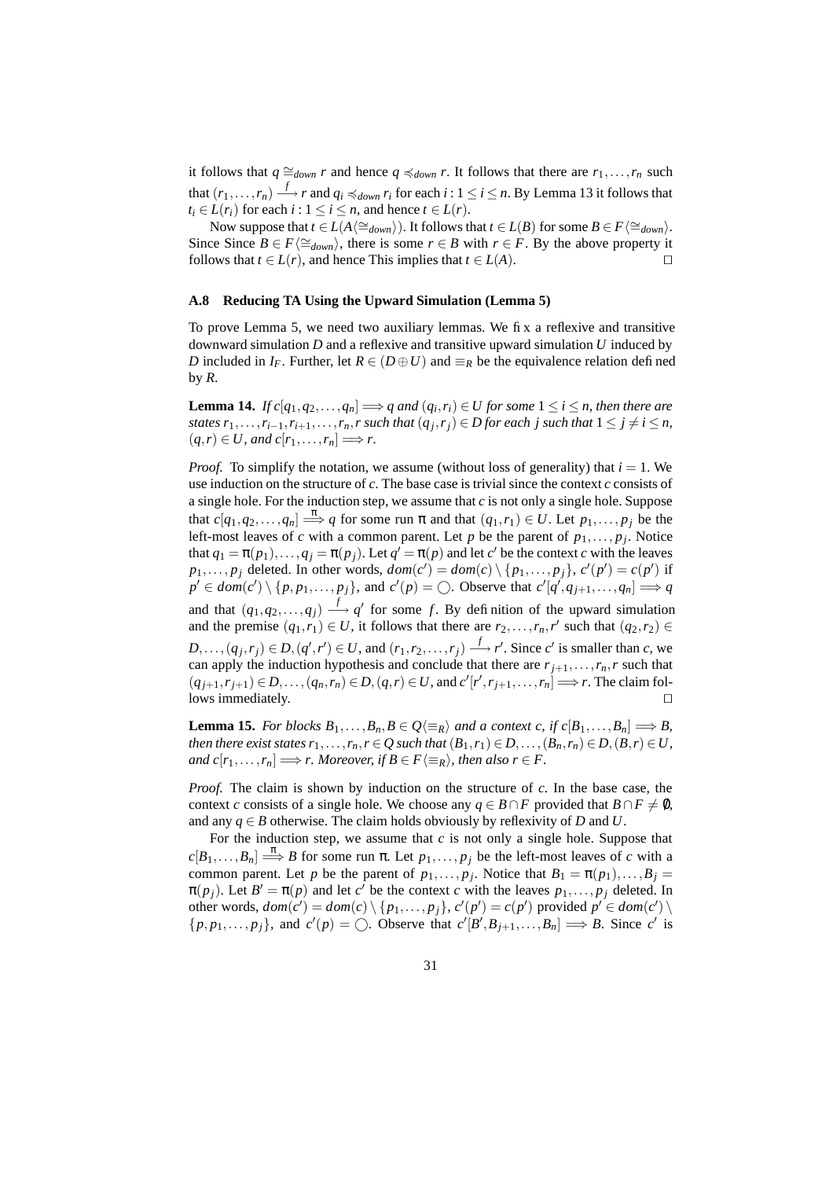it follows that $q \cong_{down} r$ and hence $q \preccurlyeq_{down} r$. It follows that there are $r_1, \ldots, r_n$ such that $(r_1, \ldots, r_n) \xrightarrow{f} r$ and $q_i \preccurlyeq_{down} r_i$ for each $i : 1 \leq i \leq n$. By Lemma 13 it follows that $t_i \in L(r_i)$ for each $i : 1 \leq i \leq n$, and hence $t \in L(r)$.

Now suppose that $t \in L(A\langle \cong_{down} \rangle)$. It follows that $t \in L(B)$ for some $B \in F\langle \cong_{down} \rangle$. Since Since $B \in F\langle \cong_{down} \rangle$, there is some $r \in B$ with $r \in F$. By the above property it follows that $t \in L(r)$, and hence This implies that $t \in L(A)$. □

### A.8 Reducing TA Using the Upward Simulation (Lemma 5)

To prove Lemma 5, we need two auxiliary lemmas. We fix a reflexive and transitive downward simulation $D$ and a reflexive and transitive upward simulation $U$ induced by $D$ included in $I_F$. Further, let $R \in (D \oplus U)$ and $\equiv_R$ be the equivalence relation defined by $R$.

**Lemma 14.** *If $c[q_1, q_2, \ldots, q_n] \Longrightarrow q$ and $(q_i, r_i) \in U$ for some $1 \leq i \leq n$, then there are states $r_1, \ldots, r_{i-1}, r_{i+1}, \ldots, r_n, r$ such that $(q_j, r_j) \in D$ for each $j$ such that $1 \leq j \neq i \leq n$, $(q, r) \in U$, and $c[r_1, \ldots, r_n] \Longrightarrow r$.*

*Proof.* To simplify the notation, we assume (without loss of generality) that $i = 1$. We use induction on the structure of $c$. The base case is trivial since the context $c$ consists of a single hole. For the induction step, we assume that $c$ is not only a single hole. Suppose that $c[q_1, q_2, \ldots, q_n] \overset{\pi}{\Longrightarrow} q$ for some run $\pi$ and that $(q_1, r_1) \in U$. Let $p_1, \ldots, p_j$ be the left-most leaves of $c$ with a common parent. Let $p$ be the parent of $p_1, \ldots, p_j$. Notice that $q_1 = \pi(p_1), \ldots, q_j = \pi(p_j)$. Let $q' = \pi(p)$ and let $c'$ be the context $c$ with the leaves $p_1, \ldots, p_j$ deleted. In other words, $dom(c') = dom(c) \setminus \{p_1, \ldots, p_j\}$, $c'(p') = c(p')$ if $p' \in dom(c') \setminus \{p, p_1, \ldots, p_j\}$, and $c'(p) = \bigcirc$. Observe that $c'[q', q_{j+1}, \ldots, q_n] \Longrightarrow q$ and that $(q_1, q_2, \ldots, q_j) \xrightarrow{f} q'$ for some $f$. By definition of the upward simulation and the premise $(q_1, r_1) \in U$, it follows that there are $r_2, \ldots, r_n, r'$ such that $(q_2, r_2) \in D, \ldots, (q_j, r_j) \in D, (q', r') \in U$, and $(r_1, r_2, \ldots, r_j) \xrightarrow{f} r'$. Since $c'$ is smaller than $c$, we can apply the induction hypothesis and conclude that there are $r_{j+1}, \ldots, r_n, r$ such that $(q_{j+1}, r_{j+1}) \in D, \ldots, (q_n, r_n) \in D, (q, r) \in U$, and $c'[r', r_{j+1}, \ldots, r_n] \Longrightarrow r$. The claim follows immediately. □

**Lemma 15.** *For blocks $B_1, \ldots, B_n, B \in Q\langle \equiv_R \rangle$ and a context $c$, if $c[B_1, \ldots, B_n] \Longrightarrow B$, then there exist states $r_1, \ldots, r_n, r \in Q$ such that $(B_1, r_1) \in D, \ldots, (B_n, r_n) \in D, (B, r) \in U$, and $c[r_1, \ldots, r_n] \Longrightarrow r$. Moreover, if $B \in F\langle \equiv_R \rangle$, then also $r \in F$.*

*Proof.* The claim is shown by induction on the structure of $c$. In the base case, the context $c$ consists of a single hole. We choose any $q \in B \cap F$ provided that $B \cap F \neq \emptyset$, and any $q \in B$ otherwise. The claim holds obviously by reflexivity of $D$ and $U$.

For the induction step, we assume that $c$ is not only a single hole. Suppose that $c[B_1, \ldots, B_n] \overset{\pi}{\Longrightarrow} B$ for some run $\pi$. Let $p_1, \ldots, p_j$ be the left-most leaves of $c$ with a common parent. Let $p$ be the parent of $p_1, \ldots, p_j$. Notice that $B_1 = \pi(p_1), \ldots, B_j = \pi(p_j)$. Let $B' = \pi(p)$ and let $c'$ be the context $c$ with the leaves $p_1, \ldots, p_j$ deleted. In other words, $dom(c') = dom(c) \setminus \{p_1, \ldots, p_j\}$, $c'(p') = c(p')$ provided $p' \in dom(c') \setminus \{p, p_1, \ldots, p_j\}$, and $c'(p) = \bigcirc$. Observe that $c'[B', B_{j+1}, \ldots, B_n] \Longrightarrow B$. Since $c'$ is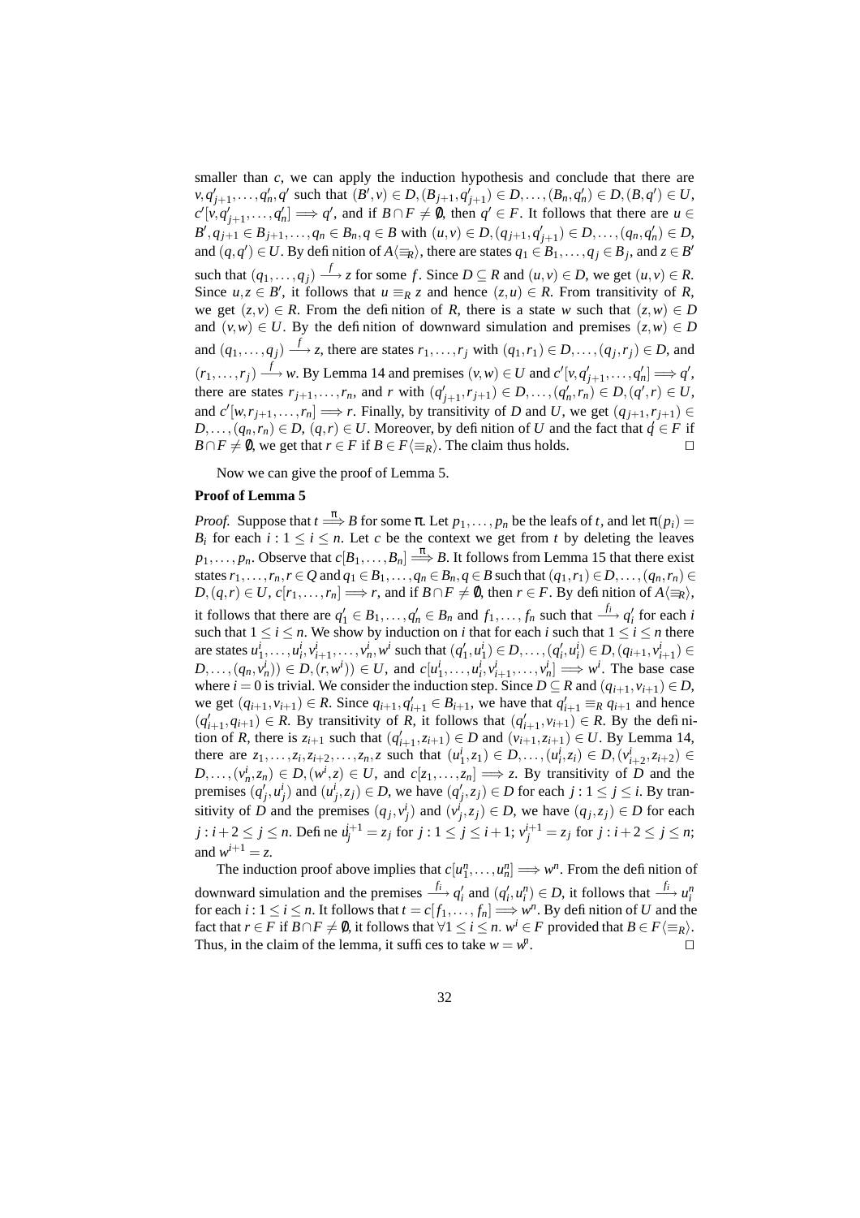smaller than $c$, we can apply the induction hypothesis and conclude that there are $v, q'_{j+1}, \ldots, q'_n, q'$ such that $(B', v) \in D, (B_{j+1}, q'_{j+1}) \in D, \ldots, (B_n, q'_n) \in D, (B, q') \in U$, $c'[v, q'_{j+1}, \ldots, q'_n] \Longrightarrow q'$, and if $B \cap F \neq \emptyset$, then $q' \in F$. It follows that there are $u \in B', q_{j+1} \in B_{j+1}, \ldots, q_n \in B_n, q \in B$ with $(u, v) \in D, (q_{j+1}, q'_{j+1}) \in D, \ldots, (q_n, q'_n) \in D$, and $(q, q') \in U$. By definition of $A\langle \equiv_R \rangle$, there are states $q_1 \in B_1, \ldots, q_j \in B_j$, and $z \in B'$ such that $(q_1, \ldots, q_j) \xrightarrow{f} z$ for some $f$. Since $D \subseteq R$ and $(u, v) \in D$, we get $(u, v) \in R$. Since $u, z \in B'$, it follows that $u \equiv_R z$ and hence $(z, u) \in R$. From transitivity of $R$, we get $(z, v) \in R$. From the definition of $R$, there is a state $w$ such that $(z, w) \in D$ and $(v, w) \in U$. By the definition of downward simulation and premises $(z, w) \in D$ and $(q_1, \ldots, q_j) \xrightarrow{f} z$, there are states $r_1, \ldots, r_j$ with $(q_1, r_1) \in D, \ldots, (q_j, r_j) \in D$, and $(r_1, \ldots, r_j) \xrightarrow{f} w$. By Lemma 14 and premises $(v, w) \in U$ and $c'[v, q'_{j+1}, \ldots, q'_n] \Longrightarrow q'$, there are states $r_{j+1}, \ldots, r_n$, and $r$ with $(q'_{j+1}, r_{j+1}) \in D, \ldots, (q'_n, r_n) \in D, (q', r) \in U$, and $c'[w, r_{j+1}, \ldots, r_n] \Longrightarrow r$. Finally, by transitivity of $D$ and $U$, we get $(q_{j+1}, r_{j+1}) \in D, \ldots, (q_n, r_n) \in D$, $(q, r) \in U$. Moreover, by definition of $U$ and the fact that $q' \in F$ if $B \cap F \neq \emptyset$, we get that $r \in F$ if $B \in F\langle \equiv_R \rangle$. The claim thus holds. $\square$

Now we can give the proof of Lemma 5.

**Proof of Lemma 5**

*Proof.* Suppose that $t \stackrel{\pi}{\Longrightarrow} B$ for some $\pi$. Let $p_1, \ldots, p_n$ be the leafs of $t$, and let $\pi(p_i) = B_i$ for each $i : 1 \leq i \leq n$. Let $c$ be the context we get from $t$ by deleting the leaves $p_1, \ldots, p_n$. Observe that $c[B_1, \ldots, B_n] \stackrel{\pi}{\Longrightarrow} B$. It follows from Lemma 15 that there exist states $r_1, \ldots, r_n, r \in Q$ and $q_1 \in B_1, \ldots, q_n \in B_n, q \in B$ such that $(q_1, r_1) \in D, \ldots, (q_n, r_n) \in D, (q, r) \in U$, $c[r_1, \ldots, r_n] \Longrightarrow r$, and if $B \cap F \neq \emptyset$, then $r \in F$. By definition of $A\langle \equiv_R \rangle$, it follows that there are $q'_1 \in B_1, \ldots, q'_n \in B_n$ and $f_1, \ldots, f_n$ such that $\xrightarrow{f_i} q'_i$ for each $i$ such that $1 \leq i \leq n$. We show by induction on $i$ that for each $i$ such that $1 \leq i \leq n$ there are states $u^i_1, \ldots, u^i_i, v^i_{i+1}, \ldots, v^i_n, w^i$ such that $(q'_1, u^i_1) \in D, \ldots, (q'_i, u^i_i) \in D, (q_{i+1}, v^i_{i+1}) \in D, \ldots, (q_n, v^i_n)) \in D, (r, w^i)) \in U$, and $c[u^i_1, \ldots, u^i_i, v^i_{i+1}, \ldots, v^i_n] \Longrightarrow w^i$. The base case where $i = 0$ is trivial. We consider the induction step. Since $D \subseteq R$ and $(q_{i+1}, v_{i+1}) \in D$, we get $(q_{i+1}, v_{i+1}) \in R$. Since $q_{i+1}, q'_{i+1} \in B_{i+1}$, we have that $q'_{i+1} \equiv_R q_{i+1}$ and hence $(q'_{i+1}, q_{i+1}) \in R$. By transitivity of $R$, it follows that $(q'_{i+1}, v_{i+1}) \in R$. By the definition of $R$, there is $z_{i+1}$ such that $(q'_{i+1}, z_{i+1}) \in D$ and $(v_{i+1}, z_{i+1}) \in U$. By Lemma 14, there are $z_1, \ldots, z_i, z_{i+2}, \ldots, z_n, z$ such that $(u^i_1, z_1) \in D, \ldots, (u^i_i, z_i) \in D, (v^i_{i+2}, z_{i+2}) \in D, \ldots, (v^i_n, z_n) \in D, (w^i, z) \in U$, and $c[z_1, \ldots, z_n] \Longrightarrow z$. By transitivity of $D$ and the premises $(q'_j, u^i_j)$ and $(u^i_j, z_j) \in D$, we have $(q'_j, z_j) \in D$ for each $j : 1 \leq j \leq i$. By transitivity of $D$ and the premises $(q_j, v^i_j)$ and $(v^i_j, z_j) \in D$, we have $(q_j, z_j) \in D$ for each $j : i+2 \leq j \leq n$. Define $u^{i+1}_j = z_j$ for $j : 1 \leq j \leq i+1$; $v^{i+1}_j = z_j$ for $j : i+2 \leq j \leq n$; and $w^{i+1} = z$.

The induction proof above implies that $c[u^n_1, \ldots, u^n_n] \Longrightarrow w^n$. From the definition of downward simulation and the premises $\xrightarrow{f_i} q'_i$ and $(q'_i, u^n_i) \in D$, it follows that $\xrightarrow{f_i} u^n_i$ for each $i : 1 \leq i \leq n$. It follows that $t = c[f_1, \ldots, f_n] \Longrightarrow w^n$. By definition of $U$ and the fact that $r \in F$ if $B \cap F \neq \emptyset$, it follows that $\forall 1 \leq i \leq n.\ w^i \in F$ provided that $B \in F\langle \equiv_R \rangle$. Thus, in the claim of the lemma, it suffices to take $w = w^n$. $\square$